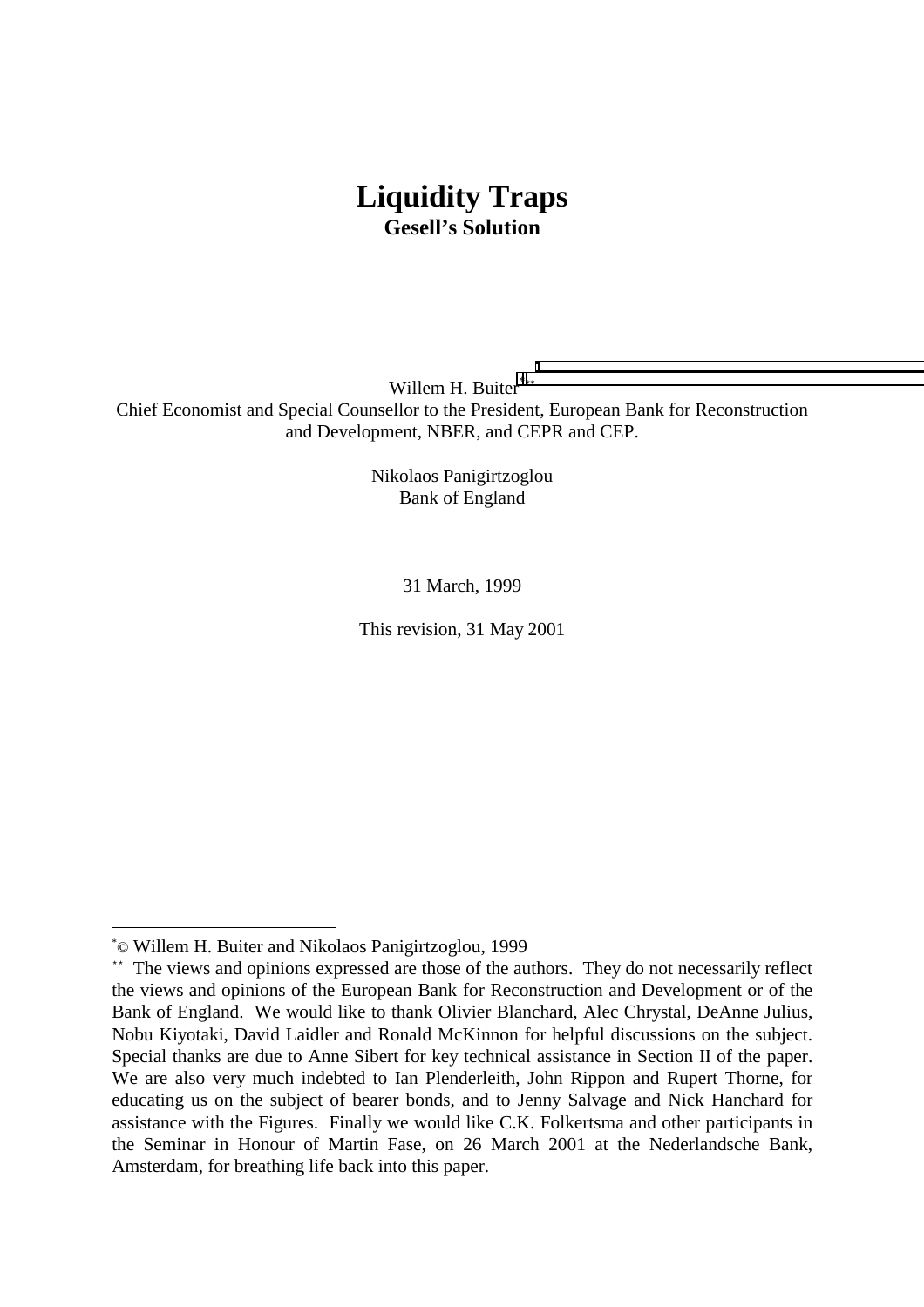# Liquidity Traps

## Gesell's Solution

Willem H. Buiter[*][**]

Chief Economist and Special Counsellor to the President, European Bank for Reconstruction and Development, NBER, and CEPR and CEP.

Nikolaos Panigirtzoglou

Bank of England

31 March, 1999

This revision, 31 May 2001

---

[*] © Willem H. Buiter and Nikolaos Panigirtzoglou, 1999

[**] The views and opinions expressed are those of the authors. They do not necessarily reflect the views and opinions of the European Bank for Reconstruction and Development or of the Bank of England. We would like to thank Olivier Blanchard, Alec Chrystal, DeAnne Julius, Nobu Kiyotaki, David Laidler and Ronald McKinnon for helpful discussions on the subject. Special thanks are due to Anne Sibert for key technical assistance in Section II of the paper. We are also very much indebted to Ian Plenderleith, John Rippon and Rupert Thorne, for educating us on the subject of bearer bonds, and to Jenny Salvage and Nick Hanchard for assistance with the Figures. Finally we would like C.K. Folkertsma and other participants in the Seminar in Honour of Martin Fase, on 26 March 2001 at the Nederlandsche Bank, Amsterdam, for breathing life back into this paper.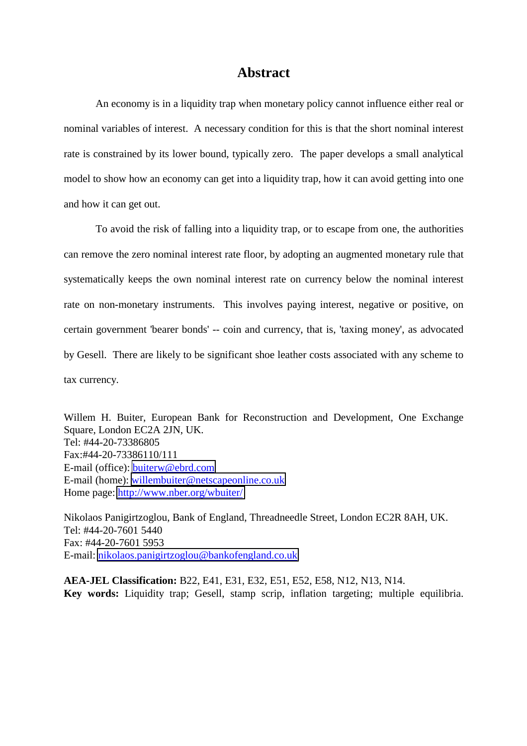# Abstract

An economy is in a liquidity trap when monetary policy cannot influence either real or nominal variables of interest. A necessary condition for this is that the short nominal interest rate is constrained by its lower bound, typically zero. The paper develops a small analytical model to show how an economy can get into a liquidity trap, how it can avoid getting into one and how it can get out.

To avoid the risk of falling into a liquidity trap, or to escape from one, the authorities can remove the zero nominal interest rate floor, by adopting an augmented monetary rule that systematically keeps the own nominal interest rate on currency below the nominal interest rate on non-monetary instruments. This involves paying interest, negative or positive, on certain government 'bearer bonds' -- coin and currency, that is, 'taxing money', as advocated by Gesell. There are likely to be significant shoe leather costs associated with any scheme to tax currency.

Willem H. Buiter, European Bank for Reconstruction and Development, One Exchange Square, London EC2A 2JN, UK.
Tel: #44-20-73386805
Fax:#44-20-73386110/111
E-mail (office): buiterw@ebrd.com
E-mail (home): willembuiter@netscapeonline.co.uk
Home page: http://www.nber.org/wbuiter/

Nikolaos Panigirtzoglou, Bank of England, Threadneedle Street, London EC2R 8AH, UK.
Tel: #44-20-7601 5440
Fax: #44-20-7601 5953
E-mail: nikolaos.panigirtzoglou@bankofengland.co.uk

**AEA-JEL Classification:** B22, E41, E31, E32, E51, E52, E58, N12, N13, N14.
**Key words:** Liquidity trap; Gesell, stamp scrip, inflation targeting; multiple equilibria.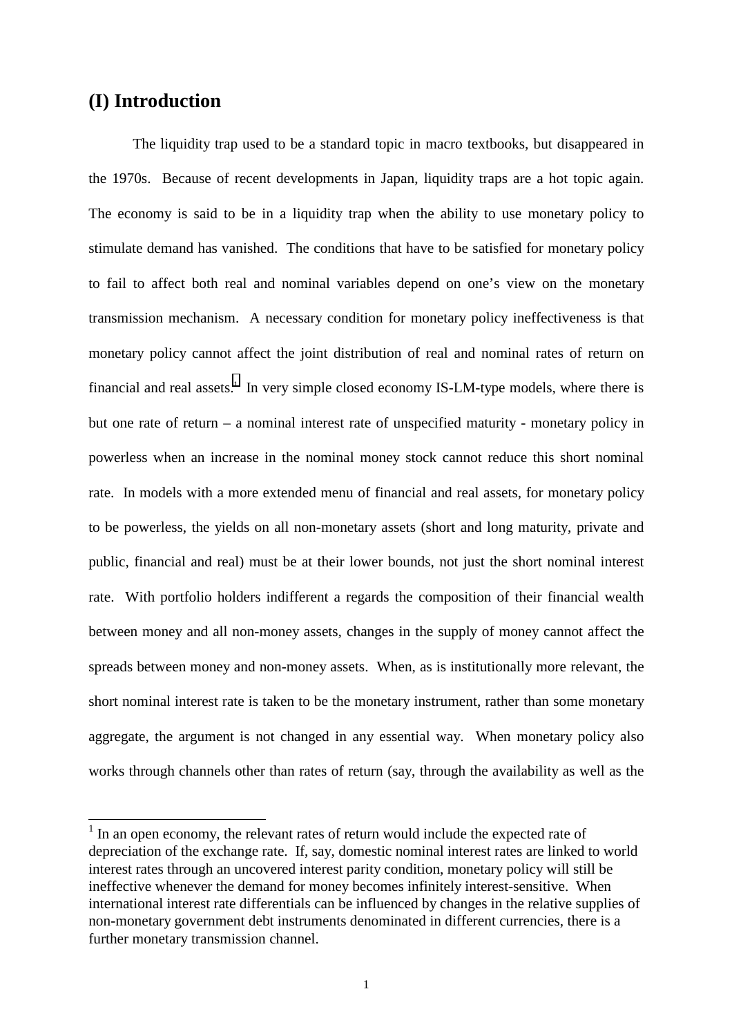## (I) Introduction

The liquidity trap used to be a standard topic in macro textbooks, but disappeared in the 1970s. Because of recent developments in Japan, liquidity traps are a hot topic again. The economy is said to be in a liquidity trap when the ability to use monetary policy to stimulate demand has vanished. The conditions that have to be satisfied for monetary policy to fail to affect both real and nominal variables depend on one's view on the monetary transmission mechanism. A necessary condition for monetary policy ineffectiveness is that monetary policy cannot affect the joint distribution of real and nominal rates of return on financial and real assets.[1] In very simple closed economy IS-LM-type models, where there is but one rate of return – a nominal interest rate of unspecified maturity - monetary policy in powerless when an increase in the nominal money stock cannot reduce this short nominal rate. In models with a more extended menu of financial and real assets, for monetary policy to be powerless, the yields on all non-monetary assets (short and long maturity, private and public, financial and real) must be at their lower bounds, not just the short nominal interest rate. With portfolio holders indifferent a regards the composition of their financial wealth between money and all non-money assets, changes in the supply of money cannot affect the spreads between money and non-money assets. When, as is institutionally more relevant, the short nominal interest rate is taken to be the monetary instrument, rather than some monetary aggregate, the argument is not changed in any essential way. When monetary policy also works through channels other than rates of return (say, through the availability as well as the

---

[1] In an open economy, the relevant rates of return would include the expected rate of depreciation of the exchange rate. If, say, domestic nominal interest rates are linked to world interest rates through an uncovered interest parity condition, monetary policy will still be ineffective whenever the demand for money becomes infinitely interest-sensitive. When international interest rate differentials can be influenced by changes in the relative supplies of non-monetary government debt instruments denominated in different currencies, there is a further monetary transmission channel.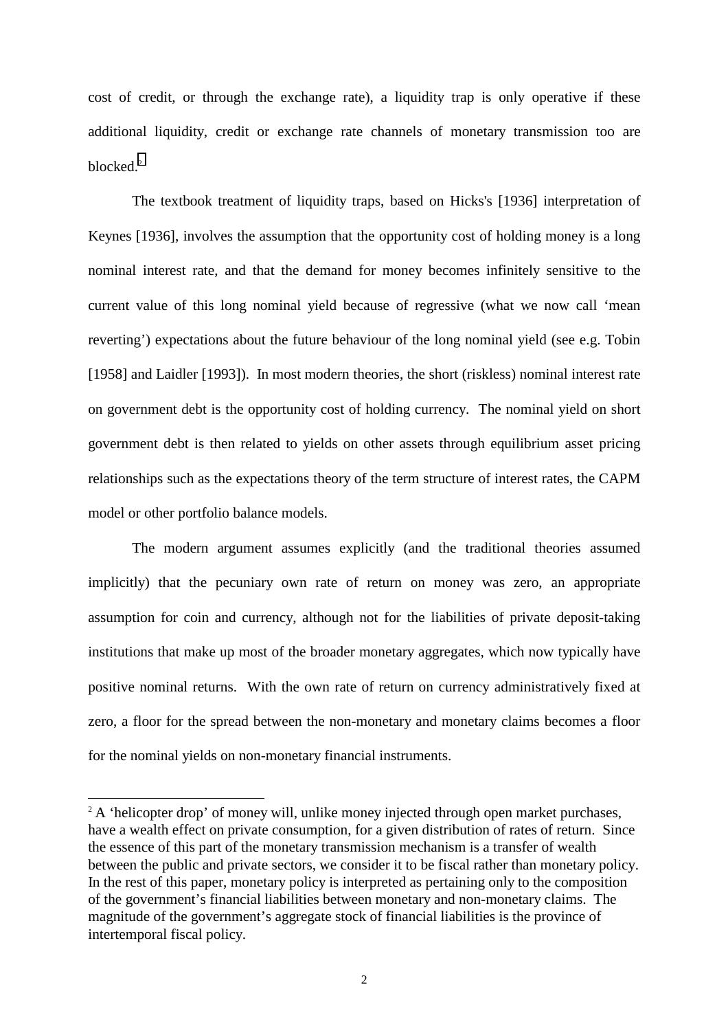cost of credit, or through the exchange rate), a liquidity trap is only operative if these additional liquidity, credit or exchange rate channels of monetary transmission too are blocked.[2]

The textbook treatment of liquidity traps, based on Hicks's [1936] interpretation of Keynes [1936], involves the assumption that the opportunity cost of holding money is a long nominal interest rate, and that the demand for money becomes infinitely sensitive to the current value of this long nominal yield because of regressive (what we now call 'mean reverting') expectations about the future behaviour of the long nominal yield (see e.g. Tobin [1958] and Laidler [1993]). In most modern theories, the short (riskless) nominal interest rate on government debt is the opportunity cost of holding currency. The nominal yield on short government debt is then related to yields on other assets through equilibrium asset pricing relationships such as the expectations theory of the term structure of interest rates, the CAPM model or other portfolio balance models.

The modern argument assumes explicitly (and the traditional theories assumed implicitly) that the pecuniary own rate of return on money was zero, an appropriate assumption for coin and currency, although not for the liabilities of private deposit-taking institutions that make up most of the broader monetary aggregates, which now typically have positive nominal returns. With the own rate of return on currency administratively fixed at zero, a floor for the spread between the non-monetary and monetary claims becomes a floor for the nominal yields on non-monetary financial instruments.

[2] A 'helicopter drop' of money will, unlike money injected through open market purchases, have a wealth effect on private consumption, for a given distribution of rates of return. Since the essence of this part of the monetary transmission mechanism is a transfer of wealth between the public and private sectors, we consider it to be fiscal rather than monetary policy. In the rest of this paper, monetary policy is interpreted as pertaining only to the composition of the government's financial liabilities between monetary and non-monetary claims. The magnitude of the government's aggregate stock of financial liabilities is the province of intertemporal fiscal policy.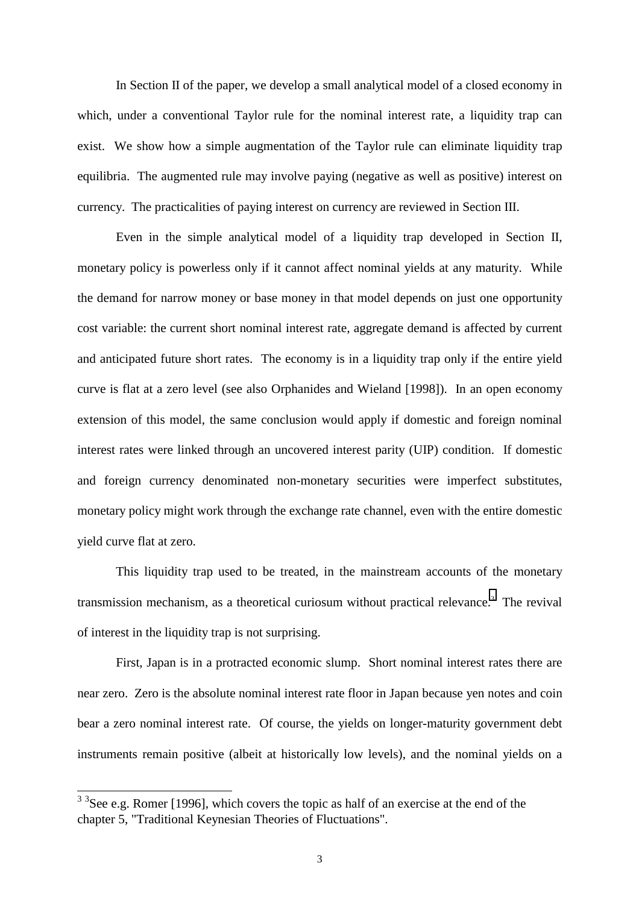In Section II of the paper, we develop a small analytical model of a closed economy in which, under a conventional Taylor rule for the nominal interest rate, a liquidity trap can exist. We show how a simple augmentation of the Taylor rule can eliminate liquidity trap equilibria. The augmented rule may involve paying (negative as well as positive) interest on currency. The practicalities of paying interest on currency are reviewed in Section III.

Even in the simple analytical model of a liquidity trap developed in Section II, monetary policy is powerless only if it cannot affect nominal yields at any maturity. While the demand for narrow money or base money in that model depends on just one opportunity cost variable: the current short nominal interest rate, aggregate demand is affected by current and anticipated future short rates. The economy is in a liquidity trap only if the entire yield curve is flat at a zero level (see also Orphanides and Wieland [1998]). In an open economy extension of this model, the same conclusion would apply if domestic and foreign nominal interest rates were linked through an uncovered interest parity (UIP) condition. If domestic and foreign currency denominated non-monetary securities were imperfect substitutes, monetary policy might work through the exchange rate channel, even with the entire domestic yield curve flat at zero.

This liquidity trap used to be treated, in the mainstream accounts of the monetary transmission mechanism, as a theoretical curiosum without practical relevance.[3] The revival of interest in the liquidity trap is not surprising.

First, Japan is in a protracted economic slump. Short nominal interest rates there are near zero. Zero is the absolute nominal interest rate floor in Japan because yen notes and coin bear a zero nominal interest rate. Of course, the yields on longer-maturity government debt instruments remain positive (albeit at historically low levels), and the nominal yields on a

[3] See e.g. Romer [1996], which covers the topic as half of an exercise at the end of the chapter 5, "Traditional Keynesian Theories of Fluctuations".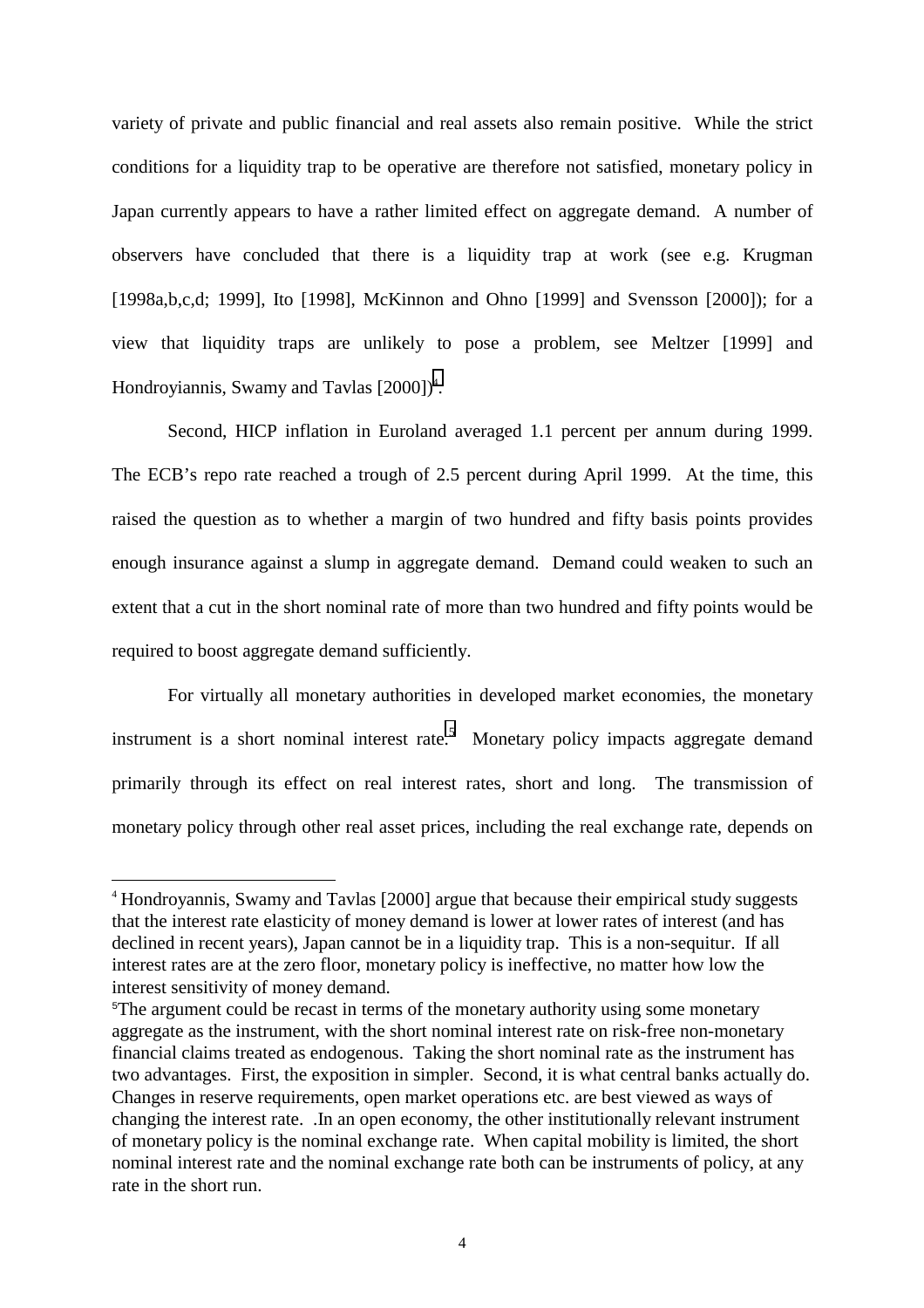variety of private and public financial and real assets also remain positive. While the strict conditions for a liquidity trap to be operative are therefore not satisfied, monetary policy in Japan currently appears to have a rather limited effect on aggregate demand. A number of observers have concluded that there is a liquidity trap at work (see e.g. Krugman [1998a,b,c,d; 1999], Ito [1998], McKinnon and Ohno [1999] and Svensson [2000]); for a view that liquidity traps are unlikely to pose a problem, see Meltzer [1999] and Hondroyiannis, Swamy and Tavlas [2000])[4].

Second, HICP inflation in Euroland averaged 1.1 percent per annum during 1999. The ECB's repo rate reached a trough of 2.5 percent during April 1999. At the time, this raised the question as to whether a margin of two hundred and fifty basis points provides enough insurance against a slump in aggregate demand. Demand could weaken to such an extent that a cut in the short nominal rate of more than two hundred and fifty points would be required to boost aggregate demand sufficiently.

For virtually all monetary authorities in developed market economies, the monetary instrument is a short nominal interest rate.[5] Monetary policy impacts aggregate demand primarily through its effect on real interest rates, short and long. The transmission of monetary policy through other real asset prices, including the real exchange rate, depends on

---

[4] Hondroyannis, Swamy and Tavlas [2000] argue that because their empirical study suggests that the interest rate elasticity of money demand is lower at lower rates of interest (and has declined in recent years), Japan cannot be in a liquidity trap. This is a non-sequitur. If all interest rates are at the zero floor, monetary policy is ineffective, no matter how low the interest sensitivity of money demand.

[5] The argument could be recast in terms of the monetary authority using some monetary aggregate as the instrument, with the short nominal interest rate on risk-free non-monetary financial claims treated as endogenous. Taking the short nominal rate as the instrument has two advantages. First, the exposition in simpler. Second, it is what central banks actually do. Changes in reserve requirements, open market operations etc. are best viewed as ways of changing the interest rate. .In an open economy, the other institutionally relevant instrument of monetary policy is the nominal exchange rate. When capital mobility is limited, the short nominal interest rate and the nominal exchange rate both can be instruments of policy, at any rate in the short run.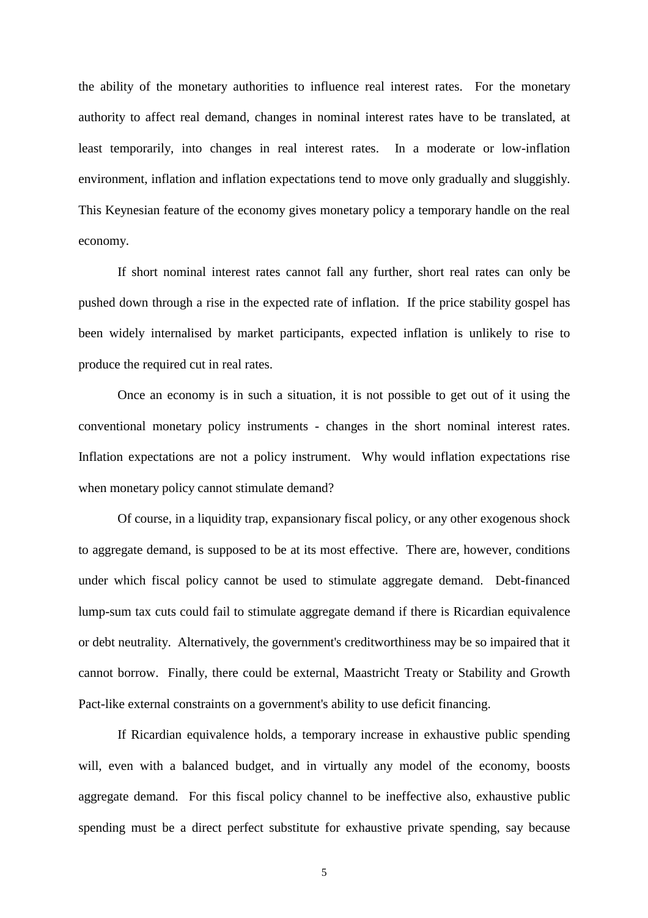the ability of the monetary authorities to influence real interest rates. For the monetary authority to affect real demand, changes in nominal interest rates have to be translated, at least temporarily, into changes in real interest rates. In a moderate or low-inflation environment, inflation and inflation expectations tend to move only gradually and sluggishly. This Keynesian feature of the economy gives monetary policy a temporary handle on the real economy.

If short nominal interest rates cannot fall any further, short real rates can only be pushed down through a rise in the expected rate of inflation. If the price stability gospel has been widely internalised by market participants, expected inflation is unlikely to rise to produce the required cut in real rates.

Once an economy is in such a situation, it is not possible to get out of it using the conventional monetary policy instruments - changes in the short nominal interest rates. Inflation expectations are not a policy instrument. Why would inflation expectations rise when monetary policy cannot stimulate demand?

Of course, in a liquidity trap, expansionary fiscal policy, or any other exogenous shock to aggregate demand, is supposed to be at its most effective. There are, however, conditions under which fiscal policy cannot be used to stimulate aggregate demand. Debt-financed lump-sum tax cuts could fail to stimulate aggregate demand if there is Ricardian equivalence or debt neutrality. Alternatively, the government's creditworthiness may be so impaired that it cannot borrow. Finally, there could be external, Maastricht Treaty or Stability and Growth Pact-like external constraints on a government's ability to use deficit financing.

If Ricardian equivalence holds, a temporary increase in exhaustive public spending will, even with a balanced budget, and in virtually any model of the economy, boosts aggregate demand. For this fiscal policy channel to be ineffective also, exhaustive public spending must be a direct perfect substitute for exhaustive private spending, say because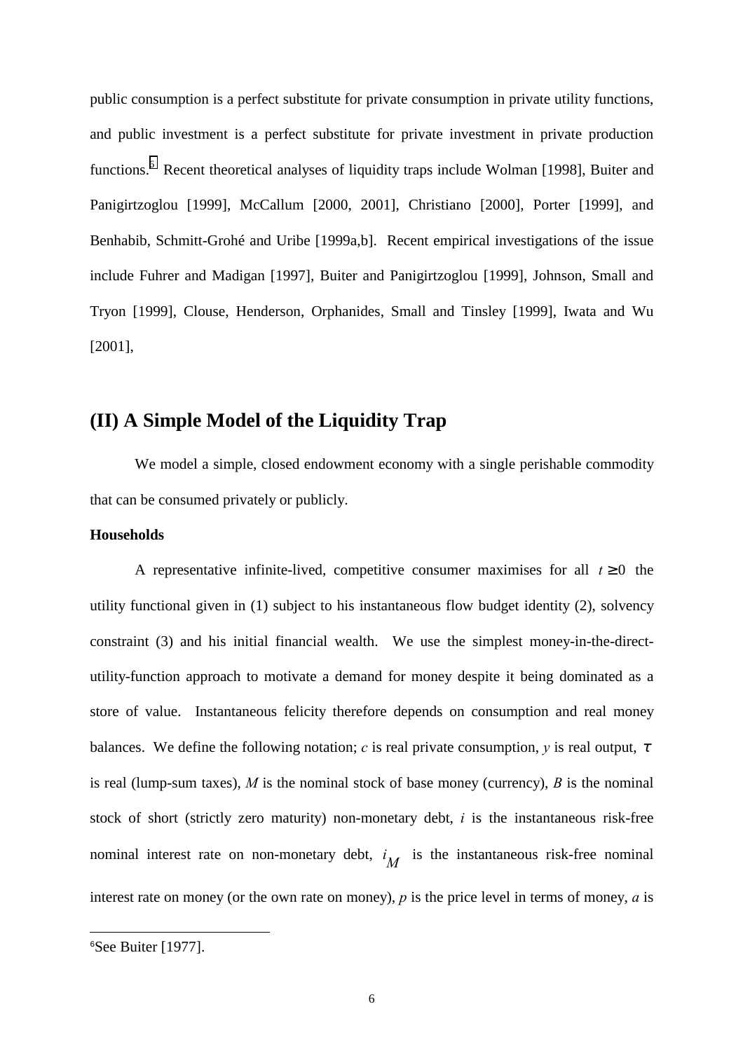public consumption is a perfect substitute for private consumption in private utility functions, and public investment is a perfect substitute for private investment in private production functions.[6] Recent theoretical analyses of liquidity traps include Wolman [1998], Buiter and Panigirtzoglou [1999], McCallum [2000, 2001], Christiano [2000], Porter [1999], and Benhabib, Schmitt-Grohé and Uribe [1999a,b]. Recent empirical investigations of the issue include Fuhrer and Madigan [1997], Buiter and Panigirtzoglou [1999], Johnson, Small and Tryon [1999], Clouse, Henderson, Orphanides, Small and Tinsley [1999], Iwata and Wu [2001],

## (II) A Simple Model of the Liquidity Trap

We model a simple, closed endowment economy with a single perishable commodity that can be consumed privately or publicly.

**Households**

A representative infinite-lived, competitive consumer maximises for all $t \geq 0$ the utility functional given in (1) subject to his instantaneous flow budget identity (2), solvency constraint (3) and his initial financial wealth. We use the simplest money-in-the-direct-utility-function approach to motivate a demand for money despite it being dominated as a store of value. Instantaneous felicity therefore depends on consumption and real money balances. We define the following notation; $c$ is real private consumption, $y$ is real output, $\tau$ is real (lump-sum taxes), $M$ is the nominal stock of base money (currency), $B$ is the nominal stock of short (strictly zero maturity) non-monetary debt, $i$ is the instantaneous risk-free nominal interest rate on non-monetary debt, $i_M$ is the instantaneous risk-free nominal interest rate on money (or the own rate on money), $p$ is the price level in terms of money, $a$ is

[6] See Buiter [1977].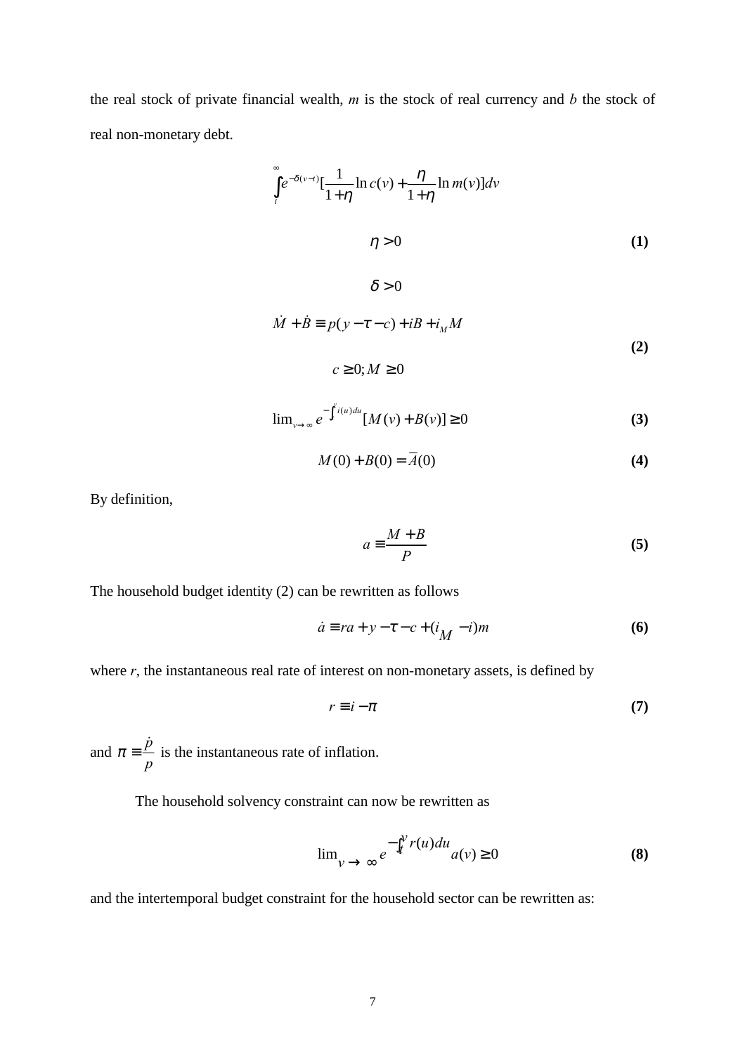the real stock of private financial wealth, $m$ is the stock of real currency and $b$ the stock of real non-monetary debt.

$$\int_t^{\infty} e^{-\delta(v-t)}\left[\frac{1}{1+\eta}\ln c(v) + \frac{\eta}{1+\eta}\ln m(v)\right]dv$$

$$\eta > 0 \tag{1}$$

$$\delta > 0$$

$$\dot{M} + \dot{B} \equiv p(y - \tau - c) + iB + i_M M$$

$$c \geq 0; M \geq 0 \tag{2}$$

$$\lim_{v\to\infty} e^{-\int_t^v i(u)du}[M(v) + B(v)] \geq 0 \tag{3}$$

$$M(0) + B(0) = \overline{A}(0) \tag{4}$$

By definition,

$$a \equiv \frac{M+B}{P} \tag{5}$$

The household budget identity (2) can be rewritten as follows

$$\dot{a} \equiv ra + y - \tau - c + (i_M - i)m \tag{6}$$

where $r$, the instantaneous real rate of interest on non-monetary assets, is defined by

$$r \equiv i - \pi \tag{7}$$

and $\pi \equiv \frac{\dot{p}}{p}$ is the instantaneous rate of inflation.

The household solvency constraint can now be rewritten as

$$\lim_{v\to\infty} e^{-\int_t^v r(u)du} a(v) \geq 0 \tag{8}$$

and the intertemporal budget constraint for the household sector can be rewritten as: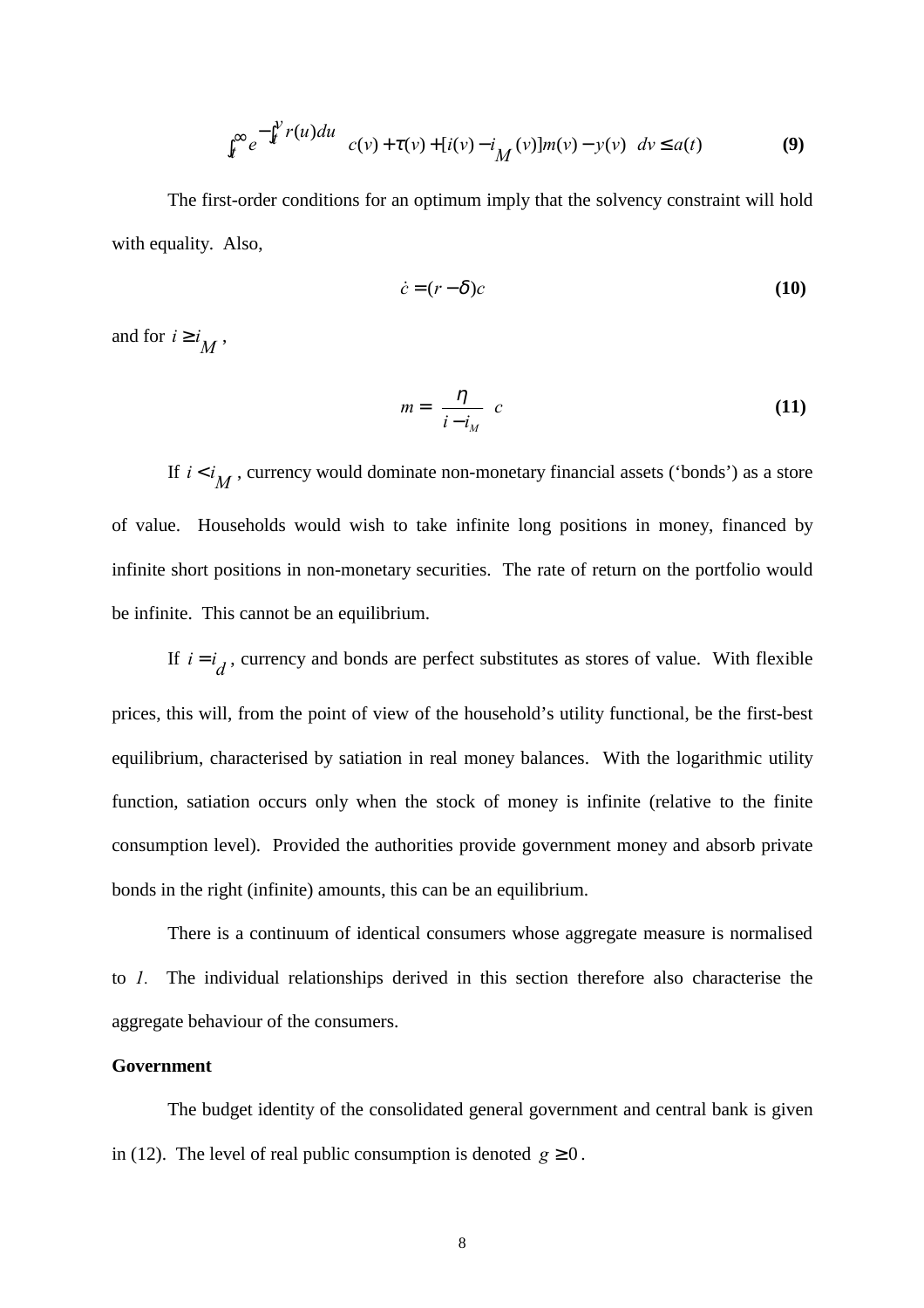$$\int_t^{\infty} e^{-\int_t^v r(u)du} \left[ c(v) + \tau(v) + [i(v) - i_M(v)]m(v) - y(v) \right] dv \leq a(t) \tag{9}$$

The first-order conditions for an optimum imply that the solvency constraint will hold with equality. Also,

$$\dot{c} = (r - \delta)c \tag{10}$$

and for $i \geq i_M$,

$$m = \left( \frac{\eta}{i - i_M} \right) c \tag{11}$$

If $i < i_M$, currency would dominate non-monetary financial assets ('bonds') as a store of value. Households would wish to take infinite long positions in money, financed by infinite short positions in non-monetary securities. The rate of return on the portfolio would be infinite. This cannot be an equilibrium.

If $i = i_d$, currency and bonds are perfect substitutes as stores of value. With flexible prices, this will, from the point of view of the household's utility functional, be the first-best equilibrium, characterised by satiation in real money balances. With the logarithmic utility function, satiation occurs only when the stock of money is infinite (relative to the finite consumption level). Provided the authorities provide government money and absorb private bonds in the right (infinite) amounts, this can be an equilibrium.

There is a continuum of identical consumers whose aggregate measure is normalised to *1*. The individual relationships derived in this section therefore also characterise the aggregate behaviour of the consumers.

**Government**

The budget identity of the consolidated general government and central bank is given in (12). The level of real public consumption is denoted $g \geq 0$.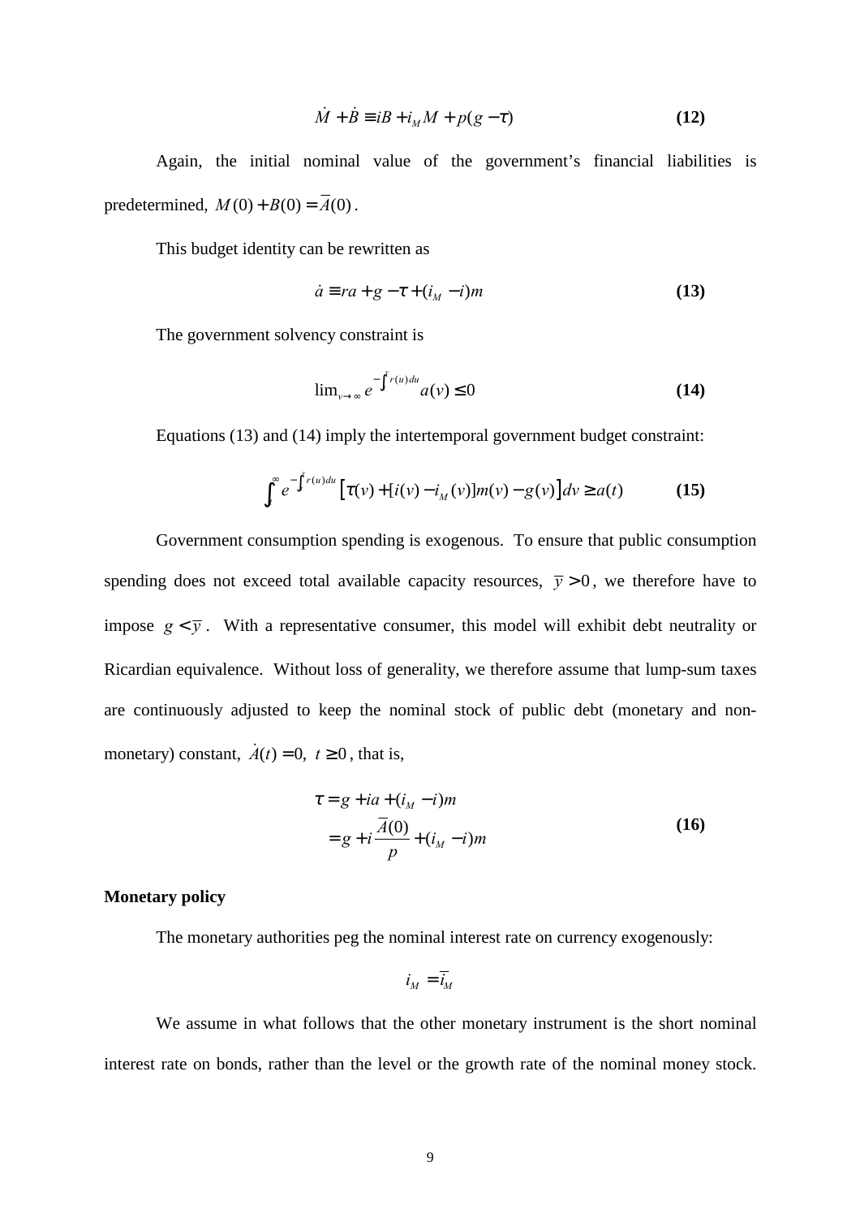$$\dot{M} + \dot{B} \equiv iB + i_M M + p(g - \tau) \tag{12}$$

Again, the initial nominal value of the government's financial liabilities is predetermined, $M(0) + B(0) = \overline{A}(0)$.

This budget identity can be rewritten as

$$\dot{a} \equiv ra + g - \tau + (i_M - i)m \tag{13}$$

The government solvency constraint is

$$\lim_{v \to \infty} e^{-\int_t^v r(u)du} a(v) \leq 0 \tag{14}$$

Equations (13) and (14) imply the intertemporal government budget constraint:

$$\int_t^{\infty} e^{-\int_t^v r(u)du} \left[ \tau(v) + [i(v) - i_M(v)]m(v) - g(v) \right] dv \geq a(t) \tag{15}$$

Government consumption spending is exogenous. To ensure that public consumption spending does not exceed total available capacity resources, $\overline{y} > 0$, we therefore have to impose $g < \overline{y}$. With a representative consumer, this model will exhibit debt neutrality or Ricardian equivalence. Without loss of generality, we therefore assume that lump-sum taxes are continuously adjusted to keep the nominal stock of public debt (monetary and non-monetary) constant, $\dot{A}(t) = 0, \ t \geq 0$, that is,

$$\begin{aligned} \tau &= g + ia + (i_M - i)m \\ &= g + i\frac{\overline{A}(0)}{p} + (i_M - i)m \end{aligned} \tag{16}$$

**Monetary policy**

The monetary authorities peg the nominal interest rate on currency exogenously:

$$i_M = \overline{i}_M$$

We assume in what follows that the other monetary instrument is the short nominal interest rate on bonds, rather than the level or the growth rate of the nominal money stock.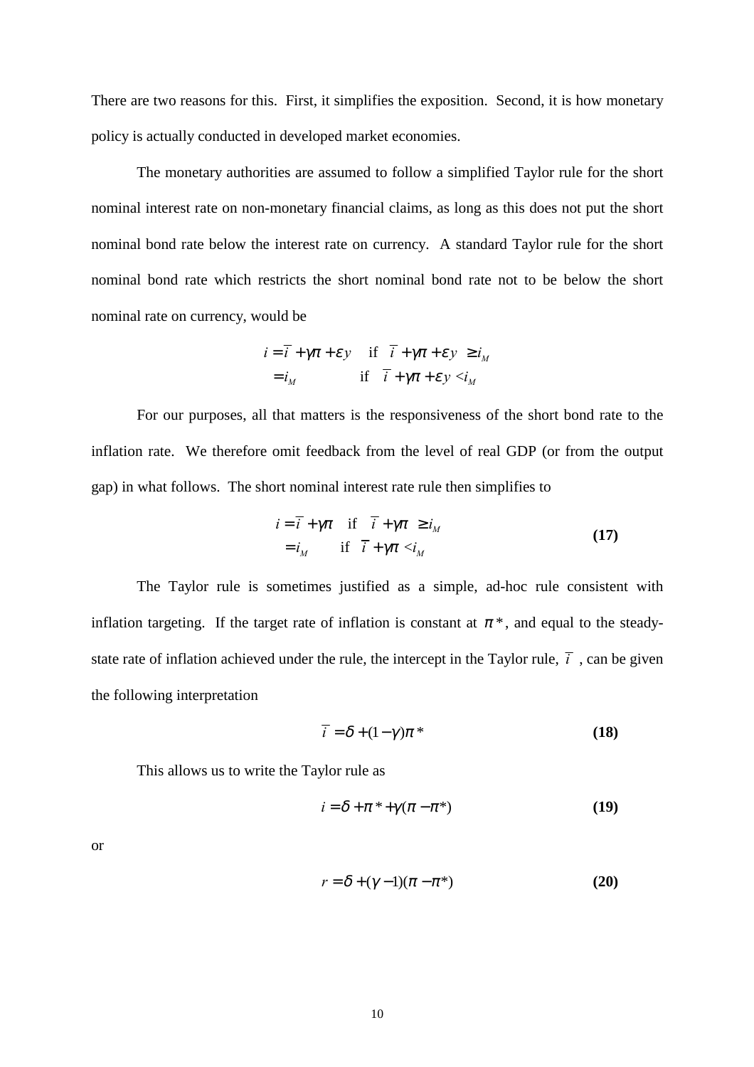There are two reasons for this. First, it simplifies the exposition. Second, it is how monetary policy is actually conducted in developed market economies.

The monetary authorities are assumed to follow a simplified Taylor rule for the short nominal interest rate on non-monetary financial claims, as long as this does not put the short nominal bond rate below the interest rate on currency. A standard Taylor rule for the short nominal bond rate which restricts the short nominal bond rate not to be below the short nominal rate on currency, would be

$$
\begin{aligned}
i &= \bar{i} + \gamma\pi + \varepsilon y \quad \text{if} \quad \bar{i} + \gamma\pi + \varepsilon y \geq i_M \\
&= i_M \qquad\qquad\quad \text{if} \quad \bar{i} + \gamma\pi + \varepsilon y < i_M
\end{aligned}
$$

For our purposes, all that matters is the responsiveness of the short bond rate to the inflation rate. We therefore omit feedback from the level of real GDP (or from the output gap) in what follows. The short nominal interest rate rule then simplifies to

$$
\begin{aligned}
i &= \bar{i} + \gamma\pi \quad \text{if} \quad \bar{i} + \gamma\pi \geq i_M \\
&= i_M \qquad \text{if} \quad \bar{i} + \gamma\pi < i_M
\end{aligned}
\tag{17}
$$

The Taylor rule is sometimes justified as a simple, ad-hoc rule consistent with inflation targeting. If the target rate of inflation is constant at $\pi^*$, and equal to the steady-state rate of inflation achieved under the rule, the intercept in the Taylor rule, $\bar{i}$, can be given the following interpretation

$$\bar{i} = \delta + (1-\gamma)\pi^* \tag{18}$$

This allows us to write the Taylor rule as

$$i = \delta + \pi^* + \gamma(\pi - \pi^*) \tag{19}$$

or

$$r = \delta + (\gamma - 1)(\pi - \pi^*) \tag{20}$$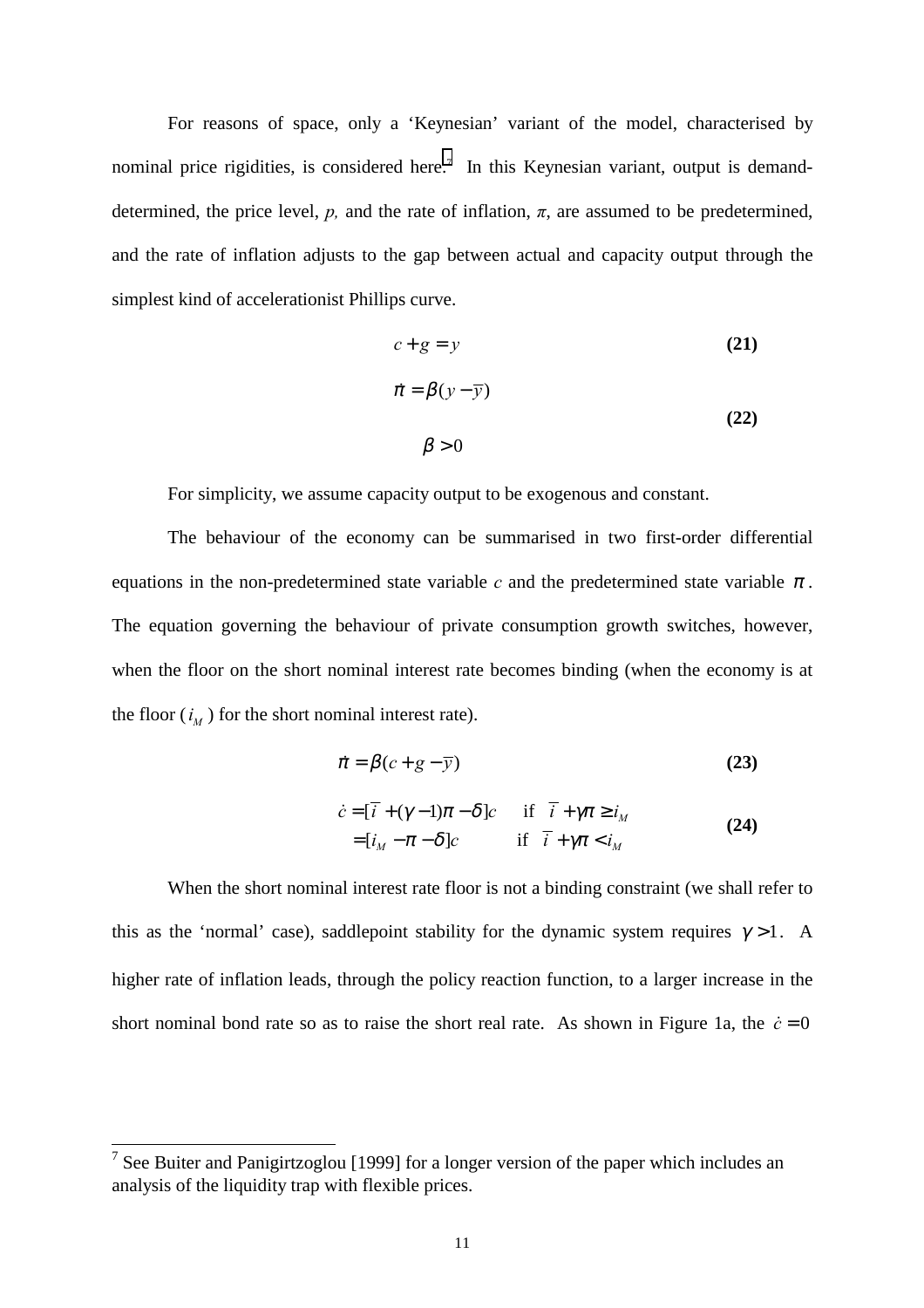For reasons of space, only a 'Keynesian' variant of the model, characterised by nominal price rigidities, is considered here.[7] In this Keynesian variant, output is demand-determined, the price level, $p$, and the rate of inflation, $\pi$, are assumed to be predetermined, and the rate of inflation adjusts to the gap between actual and capacity output through the simplest kind of accelerationist Phillips curve.

$$c + g = y \tag{21}$$

$$\dot{\pi} = \beta(y - \overline{y}) \qquad \beta > 0 \tag{22}$$

For simplicity, we assume capacity output to be exogenous and constant.

The behaviour of the economy can be summarised in two first-order differential equations in the non-predetermined state variable $c$ and the predetermined state variable $\pi$. The equation governing the behaviour of private consumption growth switches, however, when the floor on the short nominal interest rate becomes binding (when the economy is at the floor ($i_M$) for the short nominal interest rate).

$$\dot{\pi} = \beta(c + g - \overline{y}) \tag{23}$$

$$\begin{aligned} \dot{c} &= [\overline{i} + (\gamma - 1)\pi - \delta]c \qquad \text{if} \quad \overline{i} + \gamma\pi \geq i_M \\ &= [i_M - \pi - \delta]c \qquad \text{if} \quad \overline{i} + \gamma\pi < i_M \end{aligned} \tag{24}$$

When the short nominal interest rate floor is not a binding constraint (we shall refer to this as the 'normal' case), saddlepoint stability for the dynamic system requires $\gamma > 1$. A higher rate of inflation leads, through the policy reaction function, to a larger increase in the short nominal bond rate so as to raise the short real rate. As shown in Figure 1a, the $\dot{c} = 0$

[7] See Buiter and Panigirtzoglou [1999] for a longer version of the paper which includes an analysis of the liquidity trap with flexible prices.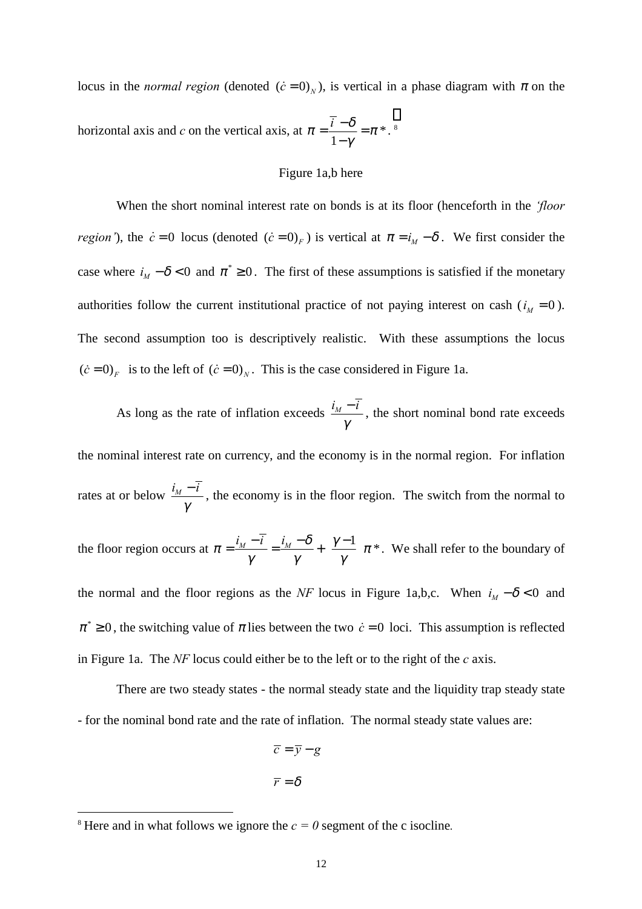locus in the *normal region* (denoted $(\dot{c}=0)_N$), is vertical in a phase diagram with $\pi$ on the horizontal axis and *c* on the vertical axis, at $\pi = \dfrac{\bar{i}-\delta}{1-\gamma} = \pi^*$. [8]

Figure 1a,b here

When the short nominal interest rate on bonds is at its floor (henceforth in the *'floor region'*), the $\dot{c}=0$ locus (denoted $(\dot{c}=0)_F$) is vertical at $\pi = i_M - \delta$. We first consider the case where $i_M - \delta < 0$ and $\pi^* \geq 0$. The first of these assumptions is satisfied if the monetary authorities follow the current institutional practice of not paying interest on cash ($i_M = 0$). The second assumption too is descriptively realistic. With these assumptions the locus $(\dot{c}=0)_F$ is to the left of $(\dot{c}=0)_N$. This is the case considered in Figure 1a.

As long as the rate of inflation exceeds $\dfrac{i_M - \bar{i}}{\gamma}$, the short nominal bond rate exceeds the nominal interest rate on currency, and the economy is in the normal region. For inflation rates at or below $\dfrac{i_M - \bar{i}}{\gamma}$, the economy is in the floor region. The switch from the normal to the floor region occurs at $\pi = \dfrac{i_M - \bar{i}}{\gamma} = \dfrac{i_M - \delta}{\gamma} + \left(\dfrac{\gamma - 1}{\gamma}\right)\pi^*$. We shall refer to the boundary of the normal and the floor regions as the *NF* locus in Figure 1a,b,c. When $i_M - \delta < 0$ and $\pi^* \geq 0$, the switching value of $\pi$ lies between the two $\dot{c}=0$ loci. This assumption is reflected in Figure 1a. The *NF* locus could either be to the left or to the right of the *c* axis.

There are two steady states - the normal steady state and the liquidity trap steady state - for the nominal bond rate and the rate of inflation. The normal steady state values are:

$$\bar{c} = \bar{y} - g$$

$$\bar{r} = \delta$$

[8] Here and in what follows we ignore the *c = 0* segment of the c isocline.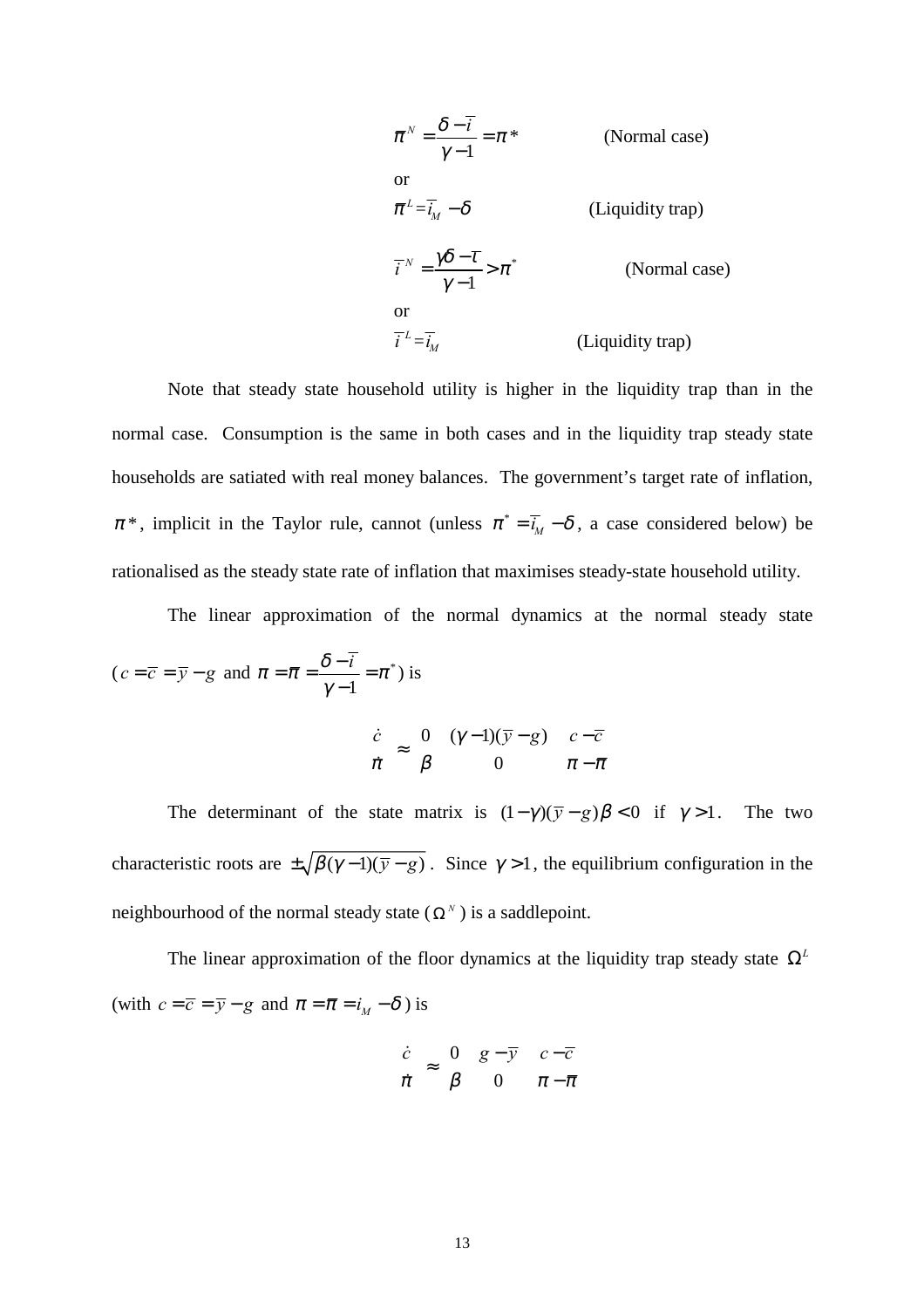$$\bar{\pi}^N = \frac{\delta - \bar{i}}{\gamma - 1} = \pi^* \qquad \text{(Normal case)}$$

or

$$\bar{\pi}^L = \bar{i}_M - \delta \qquad \text{(Liquidity trap)}$$

$$\bar{i}^N = \frac{\gamma\delta - \bar{\iota}}{\gamma - 1} > \pi^* \qquad \text{(Normal case)}$$

or

$$\bar{i}^L = \bar{i}_M \qquad \text{(Liquidity trap)}$$

Note that steady state household utility is higher in the liquidity trap than in the normal case. Consumption is the same in both cases and in the liquidity trap steady state households are satiated with real money balances. The government's target rate of inflation, $\pi^*$, implicit in the Taylor rule, cannot (unless $\pi^* = \bar{i}_M - \delta$, a case considered below) be rationalised as the steady state rate of inflation that maximises steady-state household utility.

The linear approximation of the normal dynamics at the normal steady state ($c = \bar{c} = \bar{y} - g$ and $\pi = \bar{\pi} = \frac{\delta - \bar{i}}{\gamma - 1} = \pi^*$) is

$$\begin{bmatrix} \dot{c} \\ \dot{\pi} \end{bmatrix} \approx \begin{bmatrix} 0 & (\gamma - 1)(\bar{y} - g) \\ \beta & 0 \end{bmatrix} \begin{bmatrix} c - \bar{c} \\ \pi - \bar{\pi} \end{bmatrix}$$

The determinant of the state matrix is $(1-\gamma)(\bar{y} - g)\beta < 0$ if $\gamma > 1$. The two characteristic roots are $\pm\sqrt{\beta(\gamma - 1)(\bar{y} - g)}$. Since $\gamma > 1$, the equilibrium configuration in the neighbourhood of the normal steady state ($\Omega^N$) is a saddlepoint.

The linear approximation of the floor dynamics at the liquidity trap steady state $\Omega^L$ (with $c = \bar{c} = \bar{y} - g$ and $\pi = \bar{\pi} = i_M - \delta$) is

$$\begin{bmatrix} \dot{c} \\ \dot{\pi} \end{bmatrix} \approx \begin{bmatrix} 0 & g - \bar{y} \\ \beta & 0 \end{bmatrix} \begin{bmatrix} c - \bar{c} \\ \pi - \bar{\pi} \end{bmatrix}$$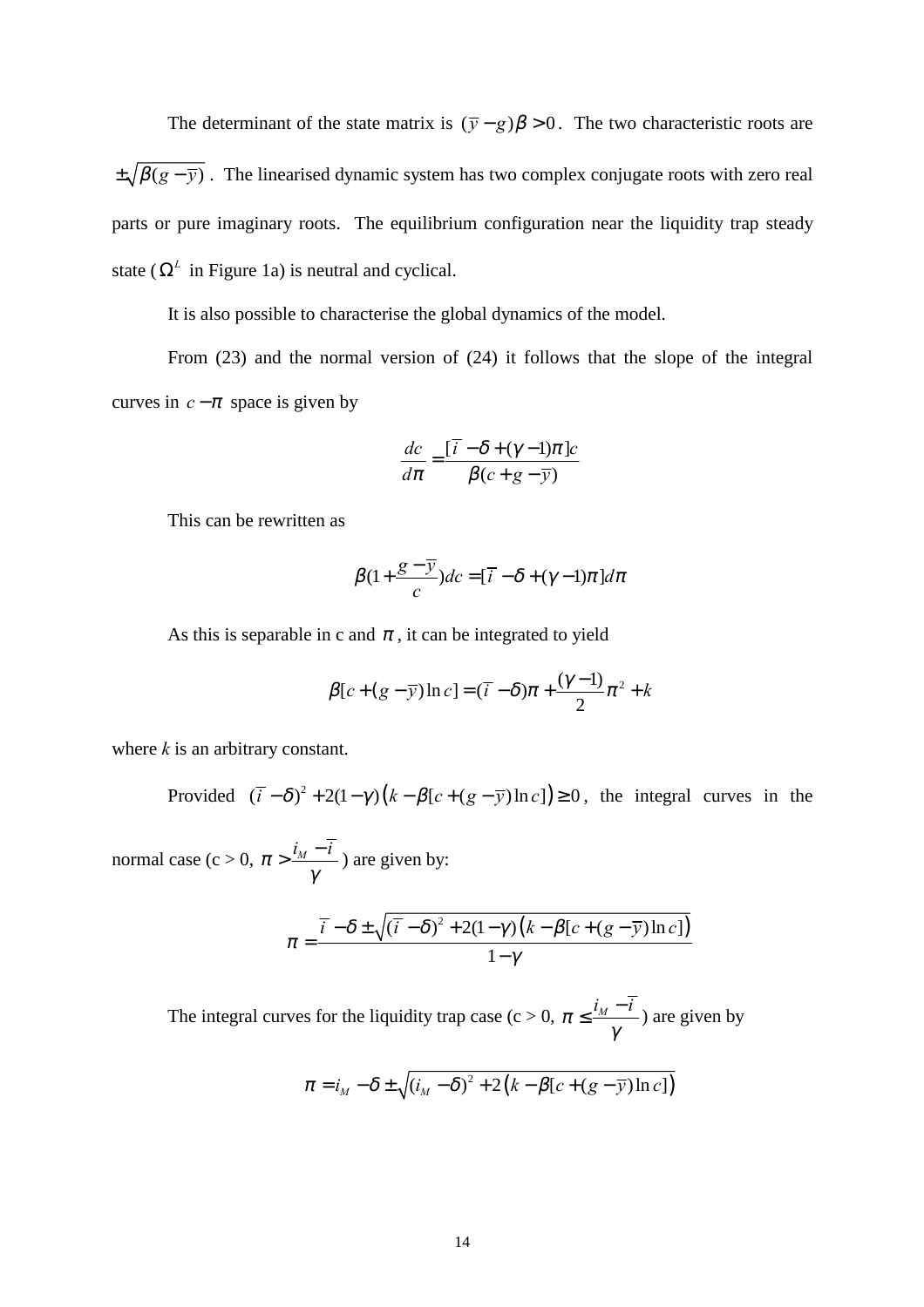The determinant of the state matrix is $(\bar{y} - g)\beta > 0$. The two characteristic roots are $\pm\sqrt{\beta(g - \bar{y})}$. The linearised dynamic system has two complex conjugate roots with zero real parts or pure imaginary roots. The equilibrium configuration near the liquidity trap steady state ($\Omega^L$ in Figure 1a) is neutral and cyclical.

It is also possible to characterise the global dynamics of the model.

From (23) and the normal version of (24) it follows that the slope of the integral curves in $c - \pi$ space is given by

$$\frac{dc}{d\pi} = \frac{[\bar{i} - \delta + (\gamma - 1)\pi]c}{\beta(c + g - \bar{y})}$$

This can be rewritten as

$$\beta(1 + \frac{g - \bar{y}}{c})dc = [\bar{i} - \delta + (\gamma - 1)\pi]d\pi$$

As this is separable in c and $\pi$, it can be integrated to yield

$$\beta[c + (g - \bar{y})\ln c] = (\bar{i} - \delta)\pi + \frac{(\gamma - 1)}{2}\pi^2 + k$$

where *k* is an arbitrary constant.

Provided $(\bar{i} - \delta)^2 + 2(1-\gamma)\left(k - \beta[c + (g - \bar{y})\ln c]\right) \geq 0$, the integral curves in the normal case (c > 0, $\pi > \frac{i_M - \bar{i}}{\gamma}$) are given by:

$$\pi = \frac{\bar{i} - \delta \pm \sqrt{(\bar{i} - \delta)^2 + 2(1-\gamma)\left(k - \beta[c + (g - \bar{y})\ln c]\right)}}{1 - \gamma}$$

The integral curves for the liquidity trap case (c > 0, $\pi \leq \frac{i_M - \bar{i}}{\gamma}$) are given by

$$\pi = i_M - \delta \pm \sqrt{(i_M - \delta)^2 + 2\left(k - \beta[c + (g - \bar{y})\ln c]\right)}$$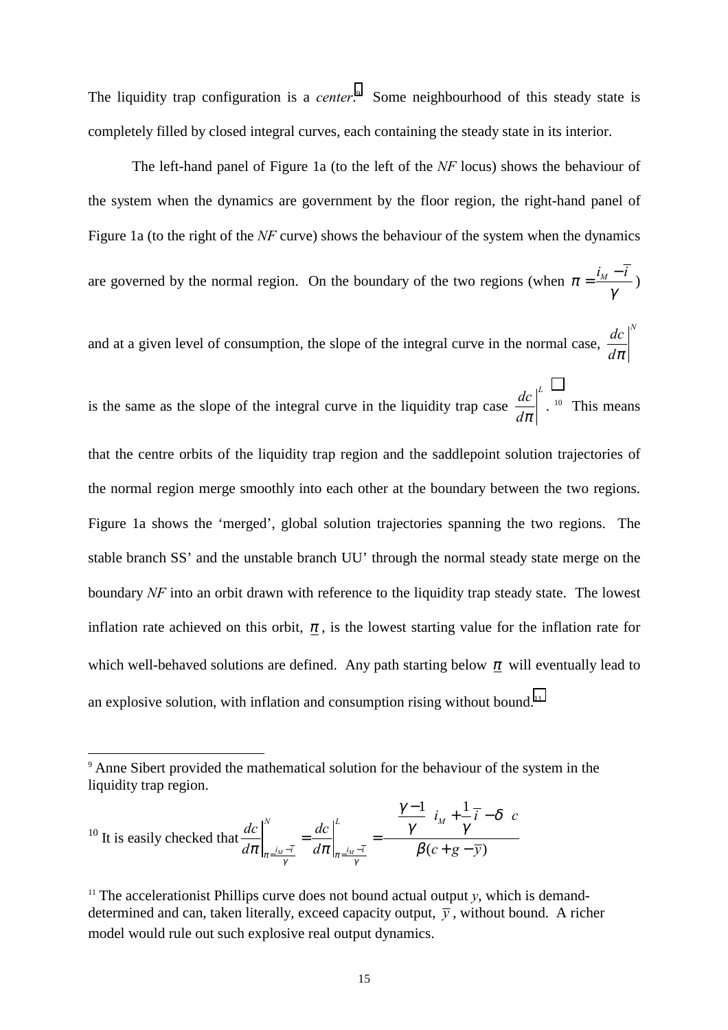The liquidity trap configuration is a *center*.[9] Some neighbourhood of this steady state is completely filled by closed integral curves, each containing the steady state in its interior.

The left-hand panel of Figure 1a (to the left of the *NF* locus) shows the behaviour of the system when the dynamics are government by the floor region, the right-hand panel of Figure 1a (to the right of the *NF* curve) shows the behaviour of the system when the dynamics are governed by the normal region. On the boundary of the two regions (when $\pi = \frac{i_M - \bar{i}}{\gamma}$) and at a given level of consumption, the slope of the integral curve in the normal case, $\left.\frac{dc}{d\pi}\right|^N$ is the same as the slope of the integral curve in the liquidity trap case $\left.\frac{dc}{d\pi}\right|^L$.[10] This means that the centre orbits of the liquidity trap region and the saddlepoint solution trajectories of the normal region merge smoothly into each other at the boundary between the two regions. Figure 1a shows the 'merged', global solution trajectories spanning the two regions. The stable branch SS' and the unstable branch UU' through the normal steady state merge on the boundary *NF* into an orbit drawn with reference to the liquidity trap steady state. The lowest inflation rate achieved on this orbit, $\underline{\pi}$, is the lowest starting value for the inflation rate for which well-behaved solutions are defined. Any path starting below $\underline{\pi}$ will eventually lead to an explosive solution, with inflation and consumption rising without bound.[11]

---

[9] Anne Sibert provided the mathematical solution for the behaviour of the system in the liquidity trap region.

[10] It is easily checked that $\left.\frac{dc}{d\pi}\right|^N_{\pi = \frac{i_M - \bar{i}}{\gamma}} = \left.\frac{dc}{d\pi}\right|^L_{\pi = \frac{i_M - \bar{i}}{\gamma}} = \frac{\left(\frac{\gamma - 1}{\gamma} i_M + \frac{1}{\gamma}\bar{i} - \delta\right) c}{\beta(c + g - \bar{y})}$

[11] The accelerationist Phillips curve does not bound actual output $y$, which is demand-determined and can, taken literally, exceed capacity output, $\bar{y}$, without bound. A richer model would rule out such explosive real output dynamics.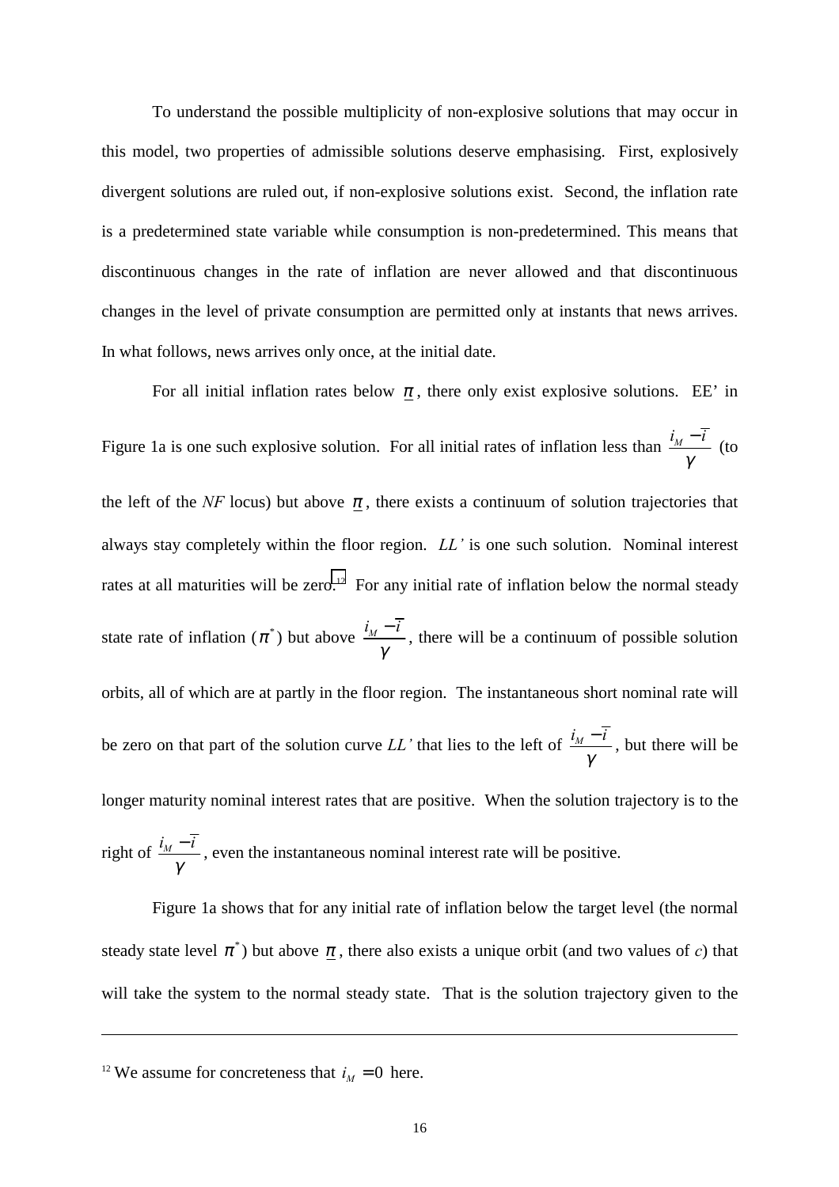To understand the possible multiplicity of non-explosive solutions that may occur in this model, two properties of admissible solutions deserve emphasising. First, explosively divergent solutions are ruled out, if non-explosive solutions exist. Second, the inflation rate is a predetermined state variable while consumption is non-predetermined. This means that discontinuous changes in the rate of inflation are never allowed and that discontinuous changes in the level of private consumption are permitted only at instants that news arrives. In what follows, news arrives only once, at the initial date.

For all initial inflation rates below $\underline{\pi}$, there only exist explosive solutions. EE' in Figure 1a is one such explosive solution. For all initial rates of inflation less than $\frac{i_M - \bar{i}}{\gamma}$ (to the left of the *NF* locus) but above $\underline{\pi}$, there exists a continuum of solution trajectories that always stay completely within the floor region. *LL'* is one such solution. Nominal interest rates at all maturities will be zero.[12] For any initial rate of inflation below the normal steady state rate of inflation ($\pi^*$) but above $\frac{i_M - \bar{i}}{\gamma}$, there will be a continuum of possible solution orbits, all of which are at partly in the floor region. The instantaneous short nominal rate will be zero on that part of the solution curve *LL'* that lies to the left of $\frac{i_M - \bar{i}}{\gamma}$, but there will be longer maturity nominal interest rates that are positive. When the solution trajectory is to the right of $\frac{i_M - \bar{i}}{\gamma}$, even the instantaneous nominal interest rate will be positive.

Figure 1a shows that for any initial rate of inflation below the target level (the normal steady state level $\pi^*$) but above $\underline{\pi}$, there also exists a unique orbit (and two values of *c*) that will take the system to the normal steady state. That is the solution trajectory given to the

---

[12] We assume for concreteness that $i_M = 0$ here.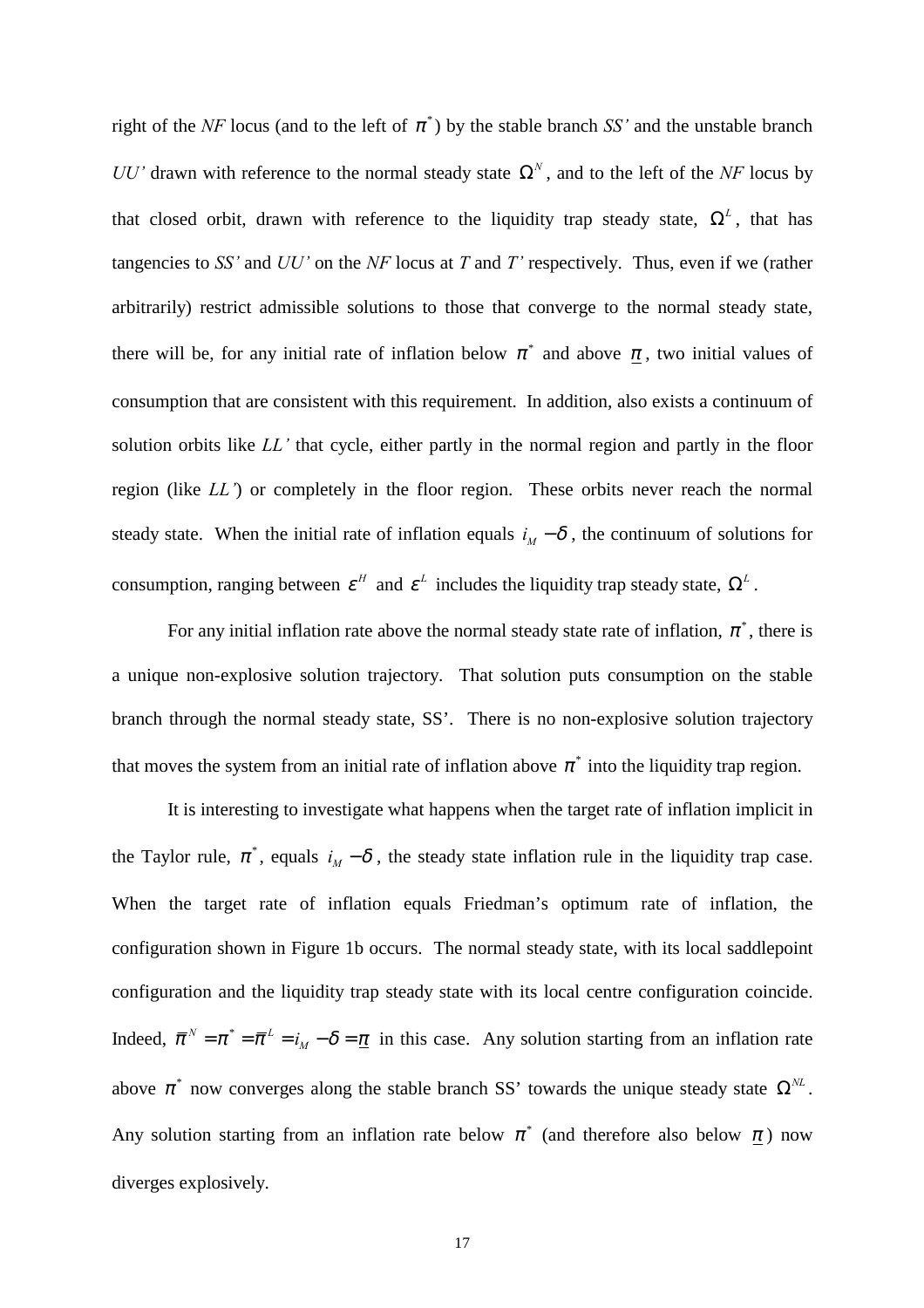right of the *NF* locus (and to the left of $\pi^*$) by the stable branch *SS'* and the unstable branch *UU'* drawn with reference to the normal steady state $\Omega^N$, and to the left of the *NF* locus by that closed orbit, drawn with reference to the liquidity trap steady state, $\Omega^L$, that has tangencies to *SS'* and *UU'* on the *NF* locus at *T* and *T'* respectively. Thus, even if we (rather arbitrarily) restrict admissible solutions to those that converge to the normal steady state, there will be, for any initial rate of inflation below $\pi^*$ and above $\underline{\pi}$, two initial values of consumption that are consistent with this requirement. In addition, also exists a continuum of solution orbits like *LL'* that cycle, either partly in the normal region and partly in the floor region (like *LL'*) or completely in the floor region. These orbits never reach the normal steady state. When the initial rate of inflation equals $i_M - \delta$, the continuum of solutions for consumption, ranging between $\varepsilon^H$ and $\varepsilon^L$ includes the liquidity trap steady state, $\Omega^L$.

For any initial inflation rate above the normal steady state rate of inflation, $\pi^*$, there is a unique non-explosive solution trajectory. That solution puts consumption on the stable branch through the normal steady state, SS'. There is no non-explosive solution trajectory that moves the system from an initial rate of inflation above $\pi^*$ into the liquidity trap region.

It is interesting to investigate what happens when the target rate of inflation implicit in the Taylor rule, $\pi^*$, equals $i_M - \delta$, the steady state inflation rule in the liquidity trap case. When the target rate of inflation equals Friedman's optimum rate of inflation, the configuration shown in Figure 1b occurs. The normal steady state, with its local saddlepoint configuration and the liquidity trap steady state with its local centre configuration coincide. Indeed, $\bar{\pi}^N = \pi^* = \bar{\pi}^L = i_M - \delta = \underline{\pi}$ in this case. Any solution starting from an inflation rate above $\pi^*$ now converges along the stable branch SS' towards the unique steady state $\Omega^{NL}$. Any solution starting from an inflation rate below $\pi^*$ (and therefore also below $\underline{\pi}$) now diverges explosively.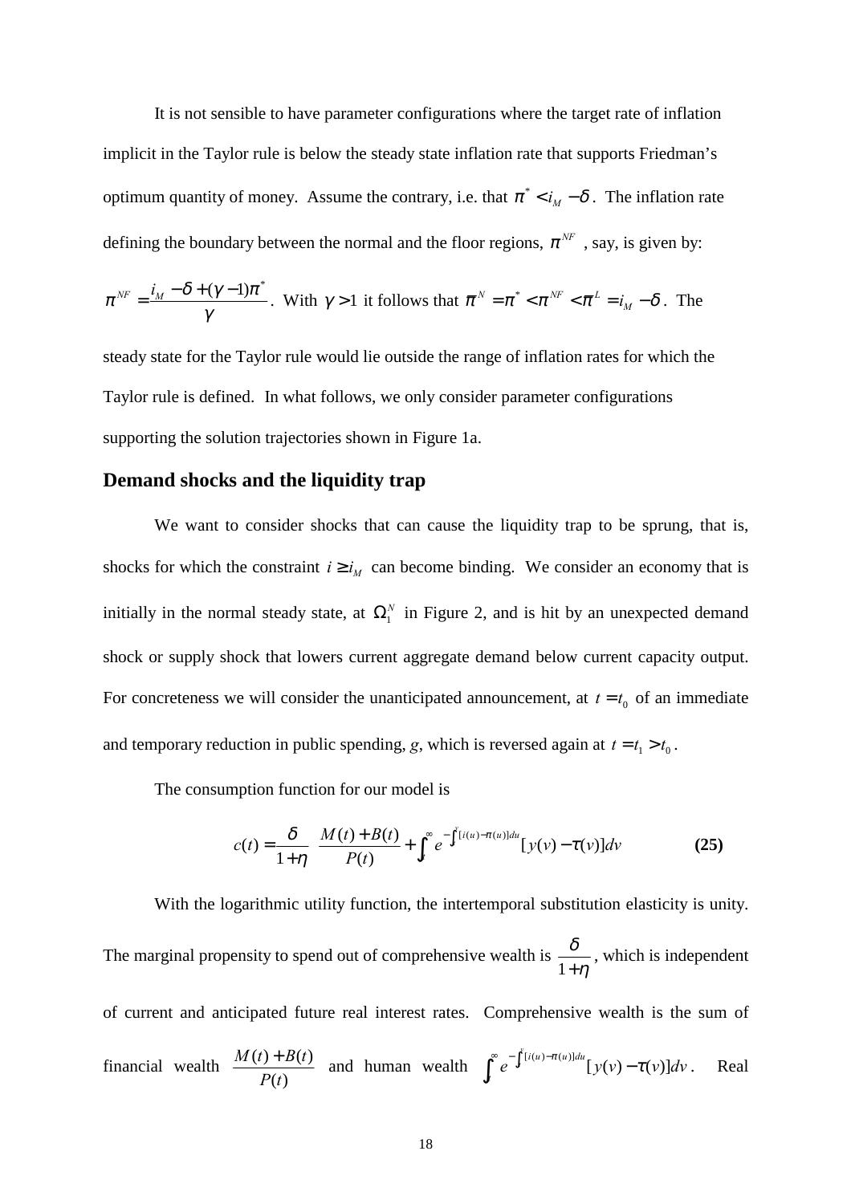It is not sensible to have parameter configurations where the target rate of inflation implicit in the Taylor rule is below the steady state inflation rate that supports Friedman's optimum quantity of money. Assume the contrary, i.e. that $\pi^* < i_M - \delta$. The inflation rate defining the boundary between the normal and the floor regions, $\pi^{NF}$, say, is given by:

$\pi^{NF} = \frac{i_M - \delta + (\gamma - 1)\pi^*}{\gamma}$. With $\gamma > 1$ it follows that $\pi^N = \pi^* < \pi^{NF} < \pi^L = i_M - \delta$. The steady state for the Taylor rule would lie outside the range of inflation rates for which the Taylor rule is defined. In what follows, we only consider parameter configurations supporting the solution trajectories shown in Figure 1a.

## Demand shocks and the liquidity trap

We want to consider shocks that can cause the liquidity trap to be sprung, that is, shocks for which the constraint $i \geq i_M$ can become binding. We consider an economy that is initially in the normal steady state, at $\Omega_1^N$ in Figure 2, and is hit by an unexpected demand shock or supply shock that lowers current aggregate demand below current capacity output. For concreteness we will consider the unanticipated announcement, at $t = t_0$ of an immediate and temporary reduction in public spending, *g*, which is reversed again at $t = t_1 > t_0$.

The consumption function for our model is

$$c(t) = \frac{\delta}{1+\eta}\left[\frac{M(t)+B(t)}{P(t)} + \int_t^{\infty} e^{-\int_t^v [i(u)-\pi(u)]du}[y(v)-\tau(v)]dv\right] \qquad \textbf{(25)}$$

With the logarithmic utility function, the intertemporal substitution elasticity is unity. The marginal propensity to spend out of comprehensive wealth is $\frac{\delta}{1+\eta}$, which is independent of current and anticipated future real interest rates. Comprehensive wealth is the sum of financial wealth $\frac{M(t)+B(t)}{P(t)}$ and human wealth $\int_t^{\infty} e^{-\int_t^v [i(u)-\pi(u)]du}[y(v)-\tau(v)]dv$. Real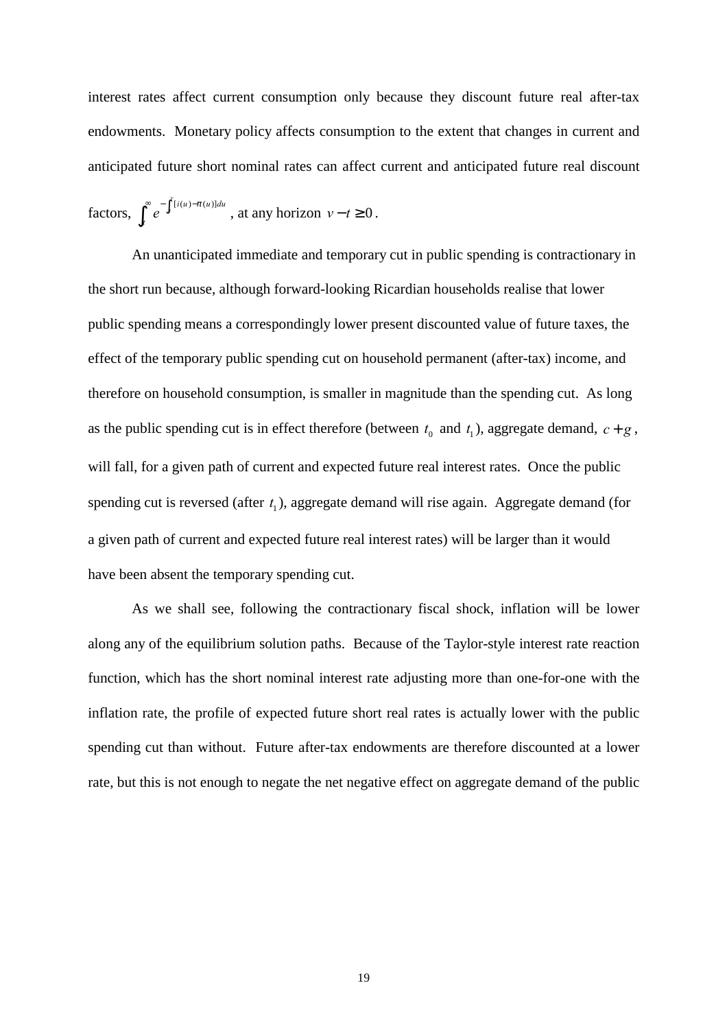interest rates affect current consumption only because they discount future real after-tax endowments. Monetary policy affects consumption to the extent that changes in current and anticipated future short nominal rates can affect current and anticipated future real discount factors, $\int_t^{\infty} e^{-\int_t^v [i(u)-\pi(u)]du}$, at any horizon $v-t \geq 0$.

An unanticipated immediate and temporary cut in public spending is contractionary in the short run because, although forward-looking Ricardian households realise that lower public spending means a correspondingly lower present discounted value of future taxes, the effect of the temporary public spending cut on household permanent (after-tax) income, and therefore on household consumption, is smaller in magnitude than the spending cut. As long as the public spending cut is in effect therefore (between $t_0$ and $t_1$), aggregate demand, $c+g$, will fall, for a given path of current and expected future real interest rates. Once the public spending cut is reversed (after $t_1$), aggregate demand will rise again. Aggregate demand (for a given path of current and expected future real interest rates) will be larger than it would have been absent the temporary spending cut.

As we shall see, following the contractionary fiscal shock, inflation will be lower along any of the equilibrium solution paths. Because of the Taylor-style interest rate reaction function, which has the short nominal interest rate adjusting more than one-for-one with the inflation rate, the profile of expected future short real rates is actually lower with the public spending cut than without. Future after-tax endowments are therefore discounted at a lower rate, but this is not enough to negate the net negative effect on aggregate demand of the public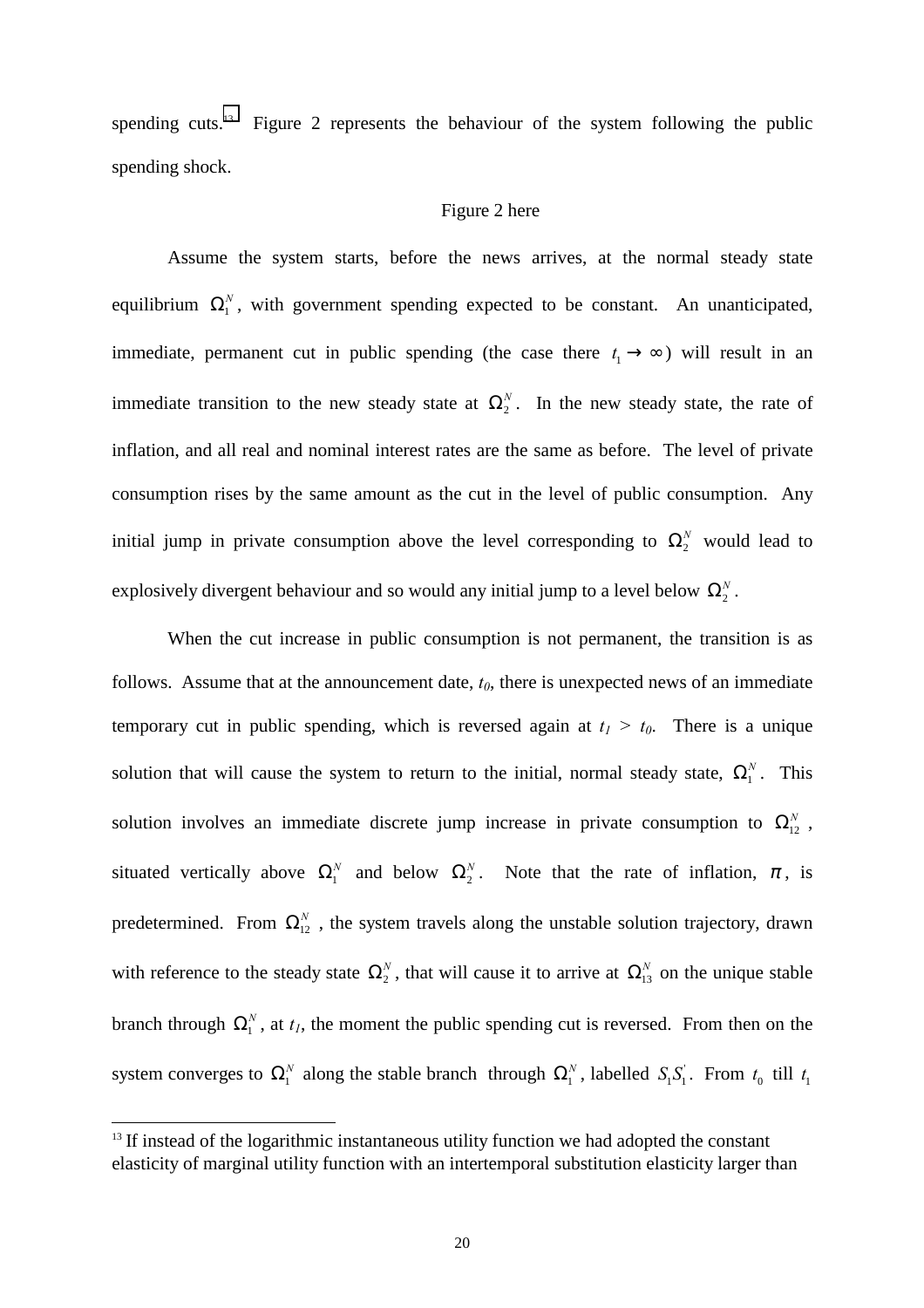spending cuts.[13] Figure 2 represents the behaviour of the system following the public spending shock.

Figure 2 here

Assume the system starts, before the news arrives, at the normal steady state equilibrium $\Omega_1^N$, with government spending expected to be constant. An unanticipated, immediate, permanent cut in public spending (the case there $t_1 \to \infty$) will result in an immediate transition to the new steady state at $\Omega_2^N$. In the new steady state, the rate of inflation, and all real and nominal interest rates are the same as before. The level of private consumption rises by the same amount as the cut in the level of public consumption. Any initial jump in private consumption above the level corresponding to $\Omega_2^N$ would lead to explosively divergent behaviour and so would any initial jump to a level below $\Omega_2^N$.

When the cut increase in public consumption is not permanent, the transition is as follows. Assume that at the announcement date, $t_0$, there is unexpected news of an immediate temporary cut in public spending, which is reversed again at $t_1 > t_0$. There is a unique solution that will cause the system to return to the initial, normal steady state, $\Omega_1^N$. This solution involves an immediate discrete jump increase in private consumption to $\Omega_{12}^N$, situated vertically above $\Omega_1^N$ and below $\Omega_2^N$. Note that the rate of inflation, $\pi$, is predetermined. From $\Omega_{12}^N$, the system travels along the unstable solution trajectory, drawn with reference to the steady state $\Omega_2^N$, that will cause it to arrive at $\Omega_{13}^N$ on the unique stable branch through $\Omega_1^N$, at $t_1$, the moment the public spending cut is reversed. From then on the system converges to $\Omega_1^N$ along the stable branch through $\Omega_1^N$, labelled $S_1S_1^{'}$. From $t_0$ till $t_1$

[13] If instead of the logarithmic instantaneous utility function we had adopted the constant elasticity of marginal utility function with an intertemporal substitution elasticity larger than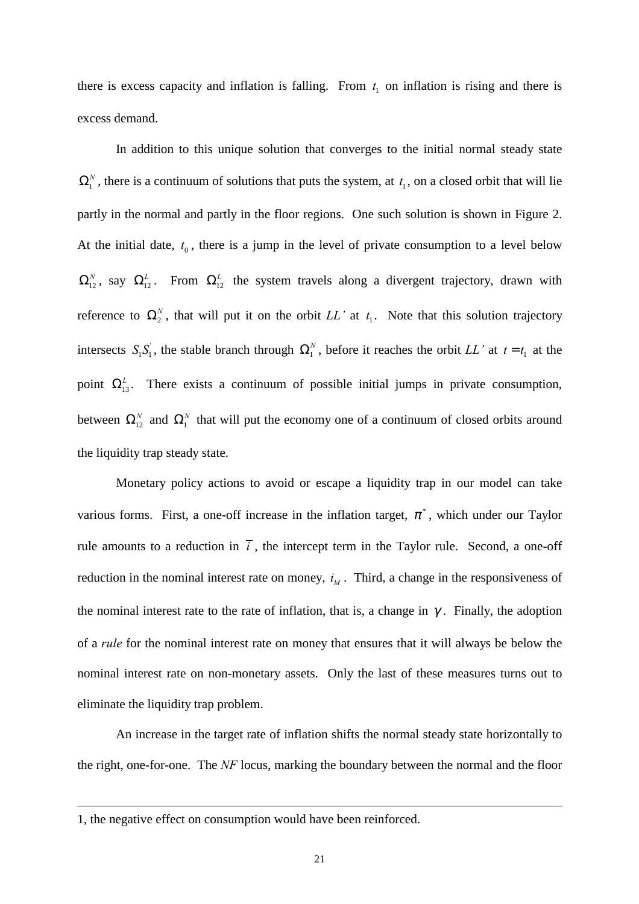there is excess capacity and inflation is falling. From $t_1$ on inflation is rising and there is excess demand.

In addition to this unique solution that converges to the initial normal steady state $\Omega_1^N$, there is a continuum of solutions that puts the system, at $t_1$, on a closed orbit that will lie partly in the normal and partly in the floor regions. One such solution is shown in Figure 2. At the initial date, $t_0$, there is a jump in the level of private consumption to a level below $\Omega_{12}^N$, say $\Omega_{12}^L$. From $\Omega_{12}^L$ the system travels along a divergent trajectory, drawn with reference to $\Omega_2^N$, that will put it on the orbit *LL'* at $t_1$. Note that this solution trajectory intersects $S_1S_1^{'}$, the stable branch through $\Omega_1^N$, before it reaches the orbit *LL'* at $t = t_1$ at the point $\Omega_{13}^L$. There exists a continuum of possible initial jumps in private consumption, between $\Omega_{12}^N$ and $\Omega_1^N$ that will put the economy one of a continuum of closed orbits around the liquidity trap steady state.

Monetary policy actions to avoid or escape a liquidity trap in our model can take various forms. First, a one-off increase in the inflation target, $\pi^*$, which under our Taylor rule amounts to a reduction in $\bar{i}$, the intercept term in the Taylor rule. Second, a one-off reduction in the nominal interest rate on money, $i_M$. Third, a change in the responsiveness of the nominal interest rate to the rate of inflation, that is, a change in $\gamma$. Finally, the adoption of a *rule* for the nominal interest rate on money that ensures that it will always be below the nominal interest rate on non-monetary assets. Only the last of these measures turns out to eliminate the liquidity trap problem.

An increase in the target rate of inflation shifts the normal steady state horizontally to the right, one-for-one. The *NF* locus, marking the boundary between the normal and the floor

---

1, the negative effect on consumption would have been reinforced.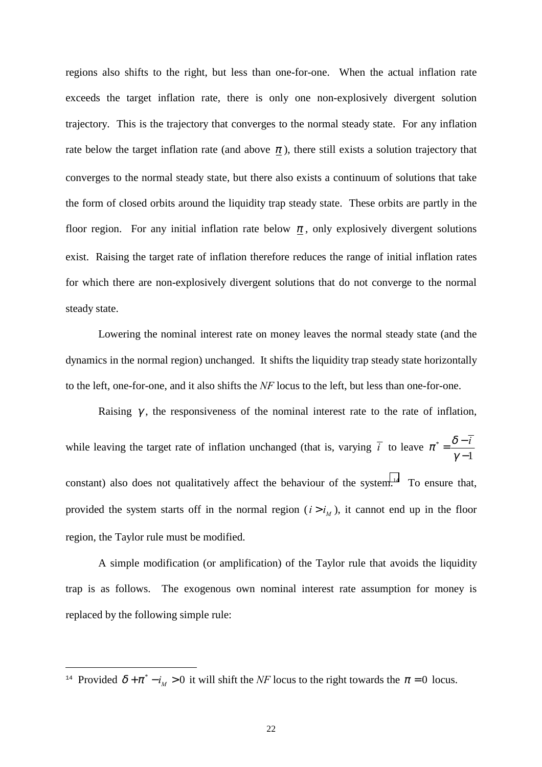regions also shifts to the right, but less than one-for-one. When the actual inflation rate exceeds the target inflation rate, there is only one non-explosively divergent solution trajectory. This is the trajectory that converges to the normal steady state. For any inflation rate below the target inflation rate (and above $\underline{\pi}$), there still exists a solution trajectory that converges to the normal steady state, but there also exists a continuum of solutions that take the form of closed orbits around the liquidity trap steady state. These orbits are partly in the floor region. For any initial inflation rate below $\underline{\pi}$, only explosively divergent solutions exist. Raising the target rate of inflation therefore reduces the range of initial inflation rates for which there are non-explosively divergent solutions that do not converge to the normal steady state.

Lowering the nominal interest rate on money leaves the normal steady state (and the dynamics in the normal region) unchanged. It shifts the liquidity trap steady state horizontally to the left, one-for-one, and it also shifts the *NF* locus to the left, but less than one-for-one.

Raising $\gamma$, the responsiveness of the nominal interest rate to the rate of inflation, while leaving the target rate of inflation unchanged (that is, varying $\bar{i}$ to leave $\pi^* = \dfrac{\delta - \bar{i}}{\gamma - 1}$ constant) also does not qualitatively affect the behaviour of the system.[14] To ensure that, provided the system starts off in the normal region ($i > i_M$), it cannot end up in the floor region, the Taylor rule must be modified.

A simple modification (or amplification) of the Taylor rule that avoids the liquidity trap is as follows. The exogenous own nominal interest rate assumption for money is replaced by the following simple rule:

---

[14] Provided $\delta + \pi^* - i_M > 0$ it will shift the *NF* locus to the right towards the $\pi = 0$ locus.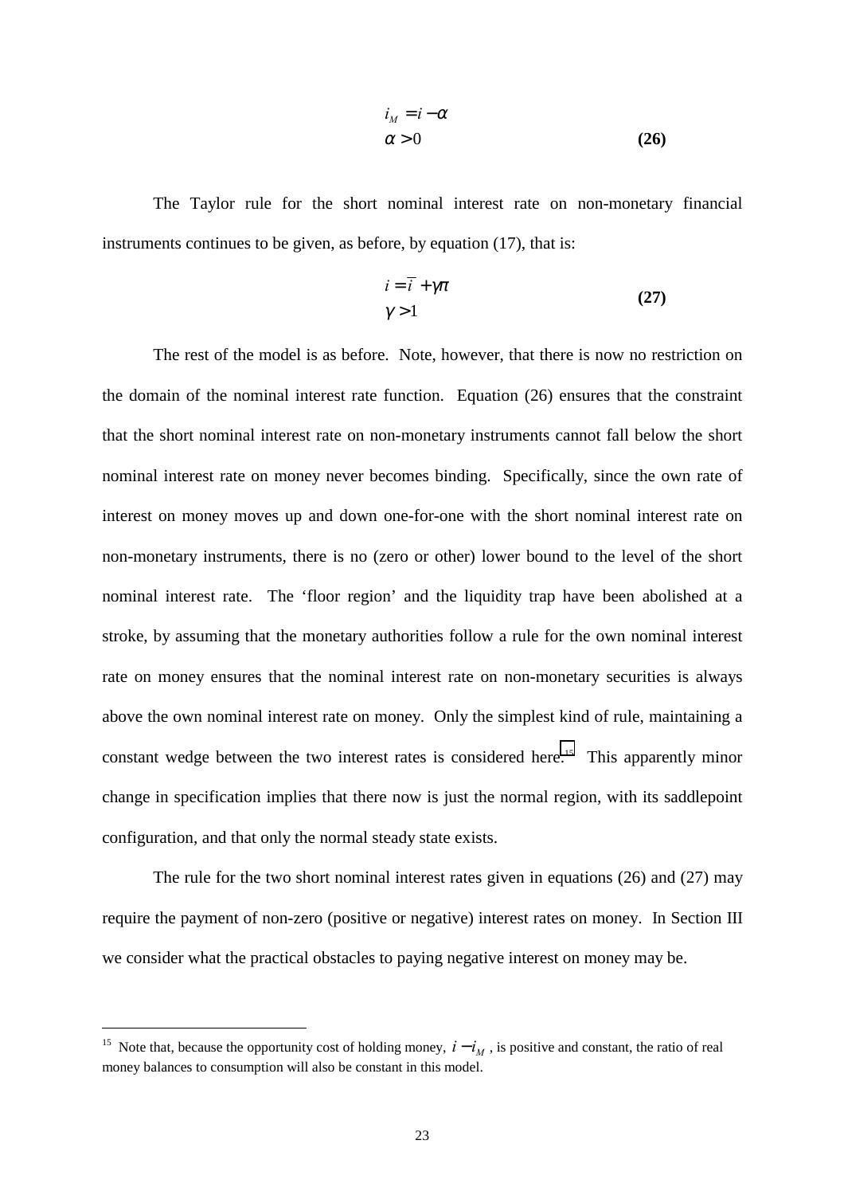$$
\begin{aligned}
i_M &= i - \alpha \\
\alpha &> 0
\end{aligned} \qquad \textbf{(26)}
$$

The Taylor rule for the short nominal interest rate on non-monetary financial instruments continues to be given, as before, by equation (17), that is:

$$
\begin{aligned}
i &= \bar{i} + \gamma\pi \\
\gamma &> 1
\end{aligned} \qquad \textbf{(27)}
$$

The rest of the model is as before. Note, however, that there is now no restriction on the domain of the nominal interest rate function. Equation (26) ensures that the constraint that the short nominal interest rate on non-monetary instruments cannot fall below the short nominal interest rate on money never becomes binding. Specifically, since the own rate of interest on money moves up and down one-for-one with the short nominal interest rate on non-monetary instruments, there is no (zero or other) lower bound to the level of the short nominal interest rate. The 'floor region' and the liquidity trap have been abolished at a stroke, by assuming that the monetary authorities follow a rule for the own nominal interest rate on money ensures that the nominal interest rate on non-monetary securities is always above the own nominal interest rate on money. Only the simplest kind of rule, maintaining a constant wedge between the two interest rates is considered here.[15] This apparently minor change in specification implies that there now is just the normal region, with its saddlepoint configuration, and that only the normal steady state exists.

The rule for the two short nominal interest rates given in equations (26) and (27) may require the payment of non-zero (positive or negative) interest rates on money. In Section III we consider what the practical obstacles to paying negative interest on money may be.

---

[15] Note that, because the opportunity cost of holding money, $i - i_M$, is positive and constant, the ratio of real money balances to consumption will also be constant in this model.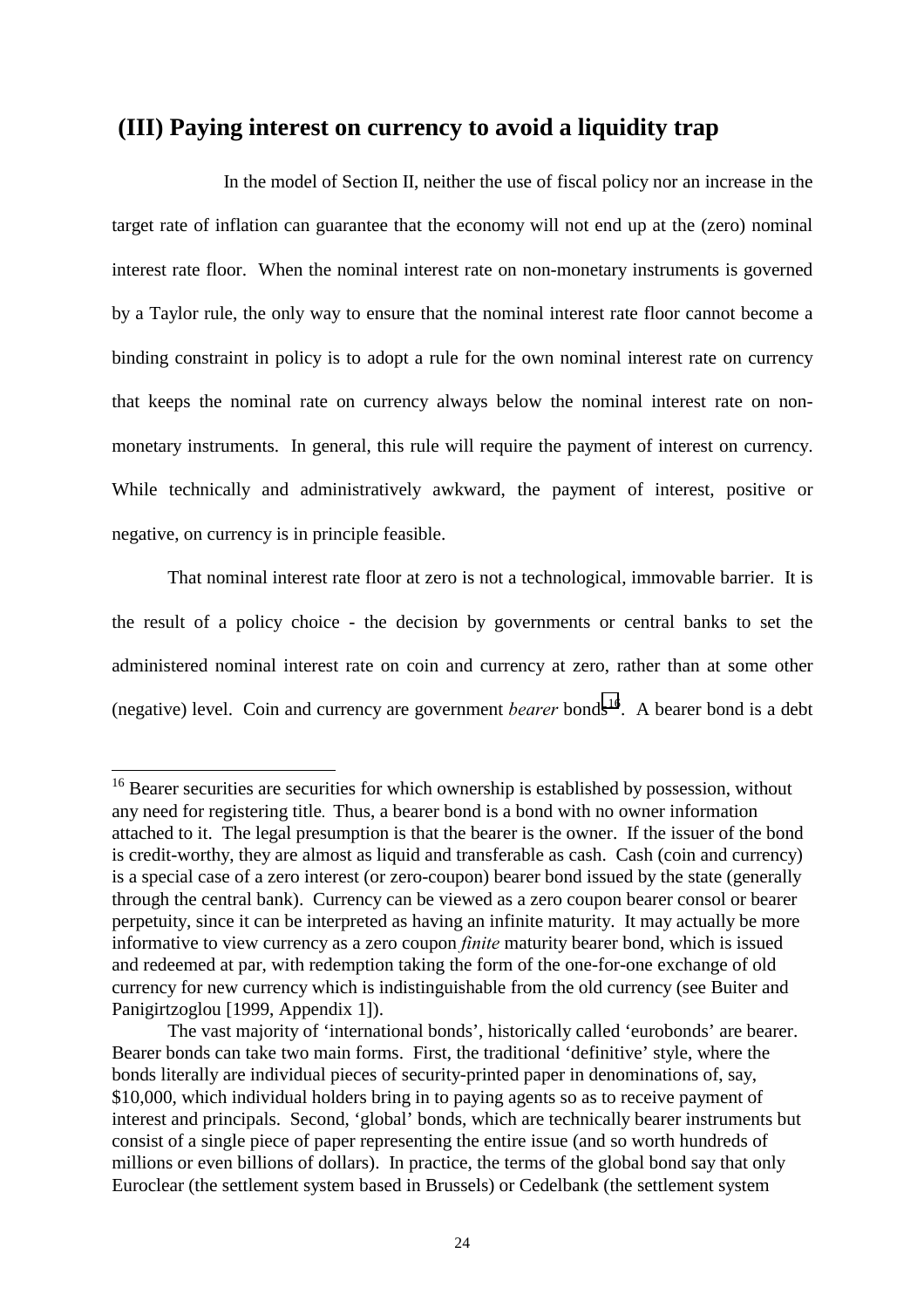## (III) Paying interest on currency to avoid a liquidity trap

In the model of Section II, neither the use of fiscal policy nor an increase in the target rate of inflation can guarantee that the economy will not end up at the (zero) nominal interest rate floor. When the nominal interest rate on non-monetary instruments is governed by a Taylor rule, the only way to ensure that the nominal interest rate floor cannot become a binding constraint in policy is to adopt a rule for the own nominal interest rate on currency that keeps the nominal rate on currency always below the nominal interest rate on non-monetary instruments. In general, this rule will require the payment of interest on currency. While technically and administratively awkward, the payment of interest, positive or negative, on currency is in principle feasible.

That nominal interest rate floor at zero is not a technological, immovable barrier. It is the result of a policy choice - the decision by governments or central banks to set the administered nominal interest rate on coin and currency at zero, rather than at some other (negative) level. Coin and currency are government *bearer* bonds[16]. A bearer bond is a debt

---

[16] Bearer securities are securities for which ownership is established by possession, without any need for registering title. Thus, a bearer bond is a bond with no owner information attached to it. The legal presumption is that the bearer is the owner. If the issuer of the bond is credit-worthy, they are almost as liquid and transferable as cash. Cash (coin and currency) is a special case of a zero interest (or zero-coupon) bearer bond issued by the state (generally through the central bank). Currency can be viewed as a zero coupon bearer consol or bearer perpetuity, since it can be interpreted as having an infinite maturity. It may actually be more informative to view currency as a zero coupon *finite* maturity bearer bond, which is issued and redeemed at par, with redemption taking the form of the one-for-one exchange of old currency for new currency which is indistinguishable from the old currency (see Buiter and Panigirtzoglou [1999, Appendix 1]).

The vast majority of 'international bonds', historically called 'eurobonds' are bearer. Bearer bonds can take two main forms. First, the traditional 'definitive' style, where the bonds literally are individual pieces of security-printed paper in denominations of, say, \$10,000, which individual holders bring in to paying agents so as to receive payment of interest and principals. Second, 'global' bonds, which are technically bearer instruments but consist of a single piece of paper representing the entire issue (and so worth hundreds of millions or even billions of dollars). In practice, the terms of the global bond say that only Euroclear (the settlement system based in Brussels) or Cedelbank (the settlement system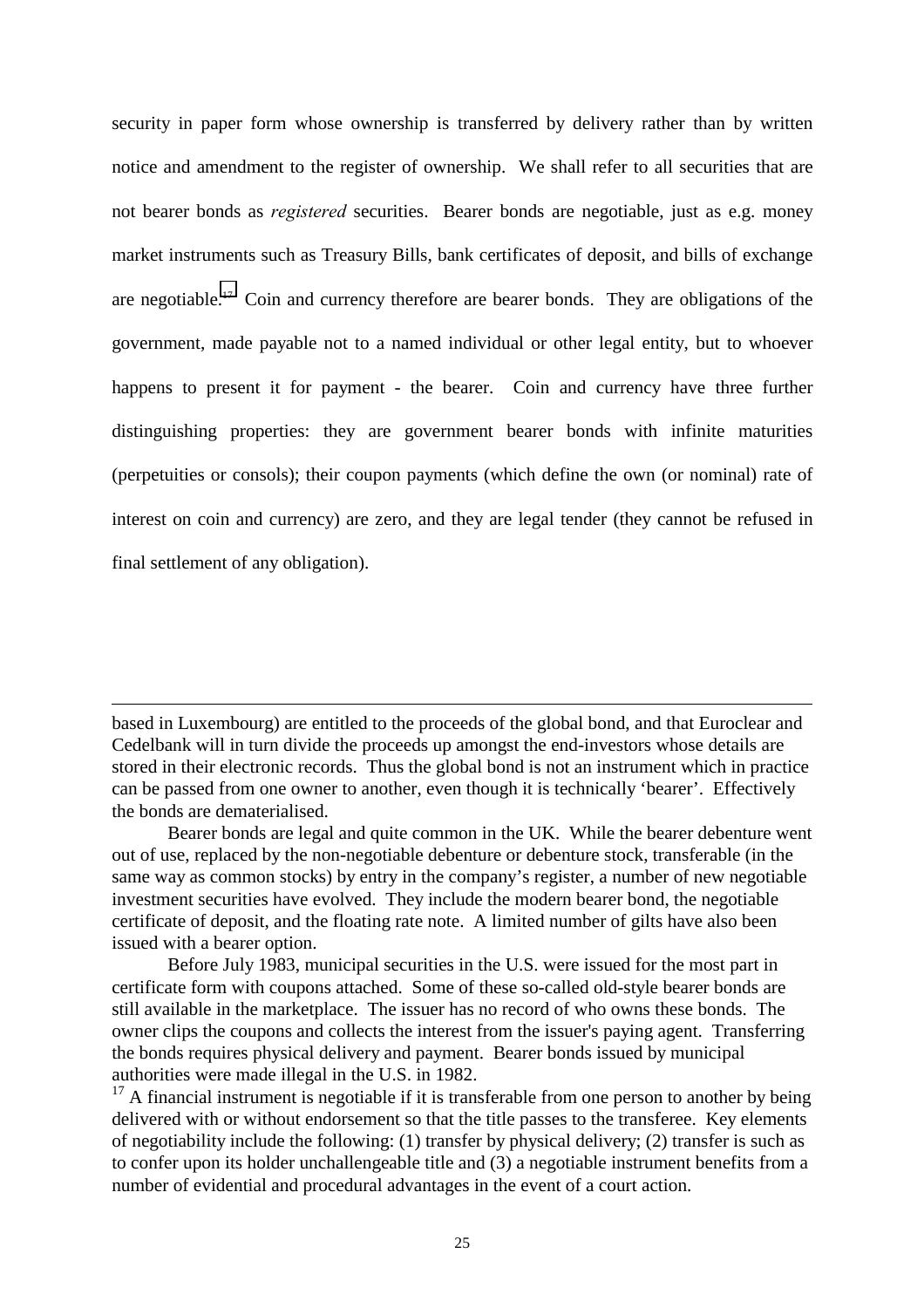security in paper form whose ownership is transferred by delivery rather than by written notice and amendment to the register of ownership. We shall refer to all securities that are not bearer bonds as *registered* securities. Bearer bonds are negotiable, just as e.g. money market instruments such as Treasury Bills, bank certificates of deposit, and bills of exchange are negotiable.[17] Coin and currency therefore are bearer bonds. They are obligations of the government, made payable not to a named individual or other legal entity, but to whoever happens to present it for payment - the bearer. Coin and currency have three further distinguishing properties: they are government bearer bonds with infinite maturities (perpetuities or consols); their coupon payments (which define the own (or nominal) rate of interest on coin and currency) are zero, and they are legal tender (they cannot be refused in final settlement of any obligation).

---

based in Luxembourg) are entitled to the proceeds of the global bond, and that Euroclear and Cedelbank will in turn divide the proceeds up amongst the end-investors whose details are stored in their electronic records. Thus the global bond is not an instrument which in practice can be passed from one owner to another, even though it is technically 'bearer'. Effectively the bonds are dematerialised.

Bearer bonds are legal and quite common in the UK. While the bearer debenture went out of use, replaced by the non-negotiable debenture or debenture stock, transferable (in the same way as common stocks) by entry in the company's register, a number of new negotiable investment securities have evolved. They include the modern bearer bond, the negotiable certificate of deposit, and the floating rate note. A limited number of gilts have also been issued with a bearer option.

Before July 1983, municipal securities in the U.S. were issued for the most part in certificate form with coupons attached. Some of these so-called old-style bearer bonds are still available in the marketplace. The issuer has no record of who owns these bonds. The owner clips the coupons and collects the interest from the issuer's paying agent. Transferring the bonds requires physical delivery and payment. Bearer bonds issued by municipal authorities were made illegal in the U.S. in 1982.

[17] A financial instrument is negotiable if it is transferable from one person to another by being delivered with or without endorsement so that the title passes to the transferee. Key elements of negotiability include the following: (1) transfer by physical delivery; (2) transfer is such as to confer upon its holder unchallengeable title and (3) a negotiable instrument benefits from a number of evidential and procedural advantages in the event of a court action.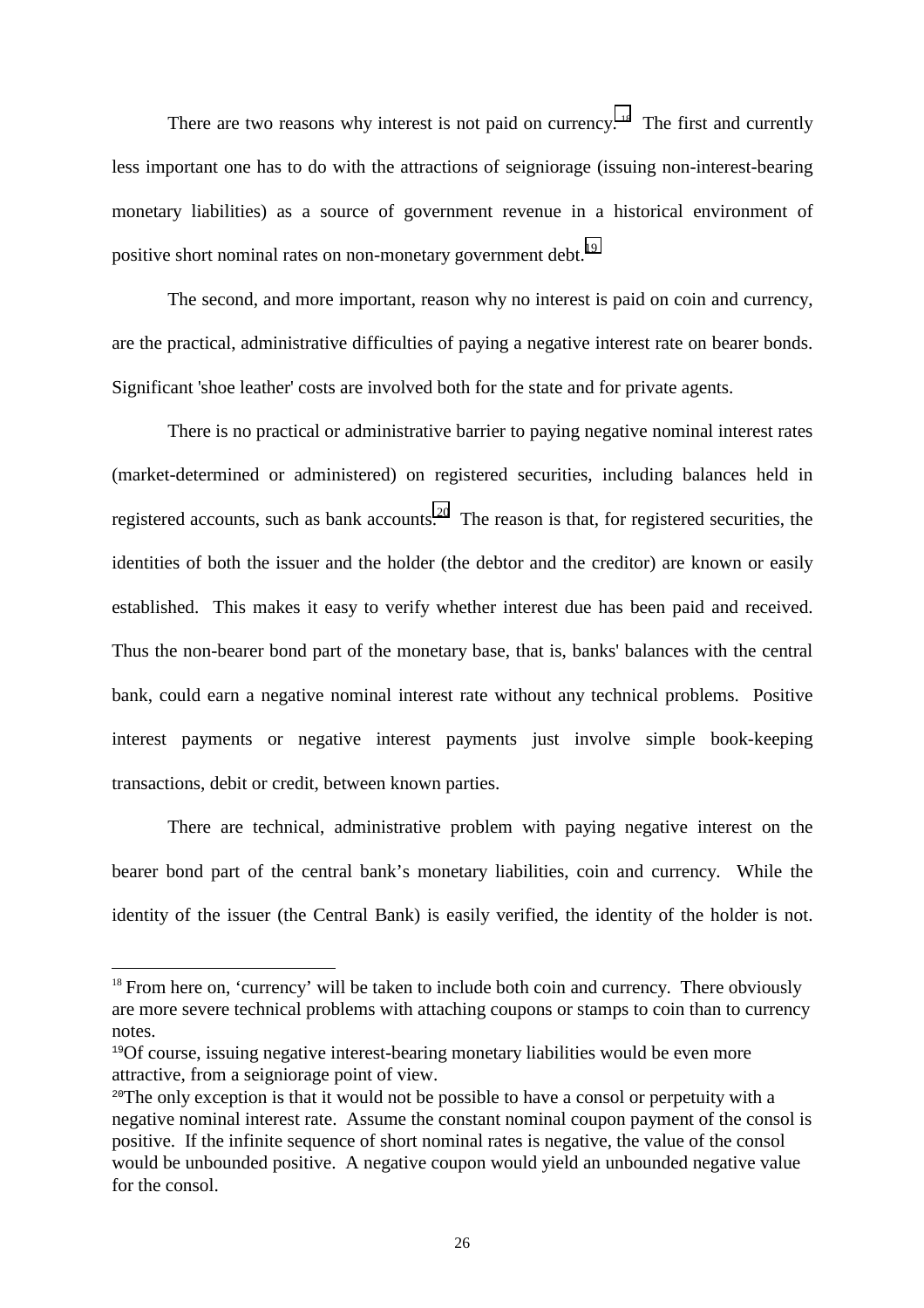There are two reasons why interest is not paid on currency.[18] The first and currently less important one has to do with the attractions of seigniorage (issuing non-interest-bearing monetary liabilities) as a source of government revenue in a historical environment of positive short nominal rates on non-monetary government debt.[19]

The second, and more important, reason why no interest is paid on coin and currency, are the practical, administrative difficulties of paying a negative interest rate on bearer bonds. Significant 'shoe leather' costs are involved both for the state and for private agents.

There is no practical or administrative barrier to paying negative nominal interest rates (market-determined or administered) on registered securities, including balances held in registered accounts, such as bank accounts.[20] The reason is that, for registered securities, the identities of both the issuer and the holder (the debtor and the creditor) are known or easily established. This makes it easy to verify whether interest due has been paid and received. Thus the non-bearer bond part of the monetary base, that is, banks' balances with the central bank, could earn a negative nominal interest rate without any technical problems. Positive interest payments or negative interest payments just involve simple book-keeping transactions, debit or credit, between known parties.

There are technical, administrative problem with paying negative interest on the bearer bond part of the central bank's monetary liabilities, coin and currency. While the identity of the issuer (the Central Bank) is easily verified, the identity of the holder is not.

---

[18] From here on, 'currency' will be taken to include both coin and currency. There obviously are more severe technical problems with attaching coupons or stamps to coin than to currency notes.

[19] Of course, issuing negative interest-bearing monetary liabilities would be even more attractive, from a seigniorage point of view.

[20] The only exception is that it would not be possible to have a consol or perpetuity with a negative nominal interest rate. Assume the constant nominal coupon payment of the consol is positive. If the infinite sequence of short nominal rates is negative, the value of the consol would be unbounded positive. A negative coupon would yield an unbounded negative value for the consol.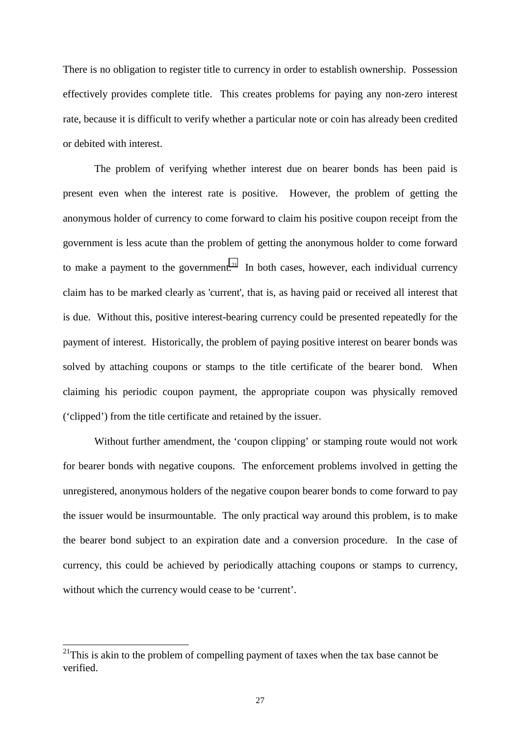There is no obligation to register title to currency in order to establish ownership. Possession effectively provides complete title. This creates problems for paying any non-zero interest rate, because it is difficult to verify whether a particular note or coin has already been credited or debited with interest.

The problem of verifying whether interest due on bearer bonds has been paid is present even when the interest rate is positive. However, the problem of getting the anonymous holder of currency to come forward to claim his positive coupon receipt from the government is less acute than the problem of getting the anonymous holder to come forward to make a payment to the government.[21] In both cases, however, each individual currency claim has to be marked clearly as 'current', that is, as having paid or received all interest that is due. Without this, positive interest-bearing currency could be presented repeatedly for the payment of interest. Historically, the problem of paying positive interest on bearer bonds was solved by attaching coupons or stamps to the title certificate of the bearer bond. When claiming his periodic coupon payment, the appropriate coupon was physically removed ('clipped') from the title certificate and retained by the issuer.

Without further amendment, the 'coupon clipping' or stamping route would not work for bearer bonds with negative coupons. The enforcement problems involved in getting the unregistered, anonymous holders of the negative coupon bearer bonds to come forward to pay the issuer would be insurmountable. The only practical way around this problem, is to make the bearer bond subject to an expiration date and a conversion procedure. In the case of currency, this could be achieved by periodically attaching coupons or stamps to currency, without which the currency would cease to be 'current'.

---

[21] This is akin to the problem of compelling payment of taxes when the tax base cannot be verified.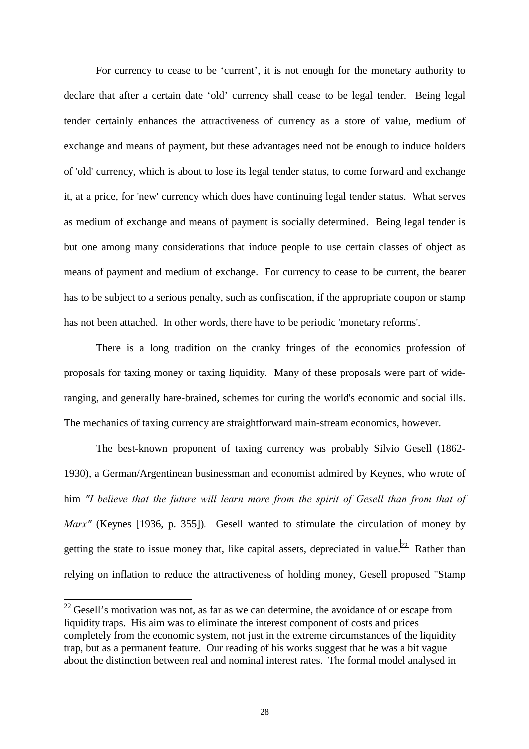For currency to cease to be 'current', it is not enough for the monetary authority to declare that after a certain date 'old' currency shall cease to be legal tender. Being legal tender certainly enhances the attractiveness of currency as a store of value, medium of exchange and means of payment, but these advantages need not be enough to induce holders of 'old' currency, which is about to lose its legal tender status, to come forward and exchange it, at a price, for 'new' currency which does have continuing legal tender status. What serves as medium of exchange and means of payment is socially determined. Being legal tender is but one among many considerations that induce people to use certain classes of object as means of payment and medium of exchange. For currency to cease to be current, the bearer has to be subject to a serious penalty, such as confiscation, if the appropriate coupon or stamp has not been attached. In other words, there have to be periodic 'monetary reforms'.

There is a long tradition on the cranky fringes of the economics profession of proposals for taxing money or taxing liquidity. Many of these proposals were part of wide-ranging, and generally hare-brained, schemes for curing the world's economic and social ills. The mechanics of taxing currency are straightforward main-stream economics, however.

The best-known proponent of taxing currency was probably Silvio Gesell (1862-1930), a German/Argentinean businessman and economist admired by Keynes, who wrote of him *"I believe that the future will learn more from the spirit of Gesell than from that of Marx"* (Keynes [1936, p. 355]). Gesell wanted to stimulate the circulation of money by getting the state to issue money that, like capital assets, depreciated in value.[22] Rather than relying on inflation to reduce the attractiveness of holding money, Gesell proposed "Stamp

[22] Gesell's motivation was not, as far as we can determine, the avoidance of or escape from liquidity traps. His aim was to eliminate the interest component of costs and prices completely from the economic system, not just in the extreme circumstances of the liquidity trap, but as a permanent feature. Our reading of his works suggest that he was a bit vague about the distinction between real and nominal interest rates. The formal model analysed in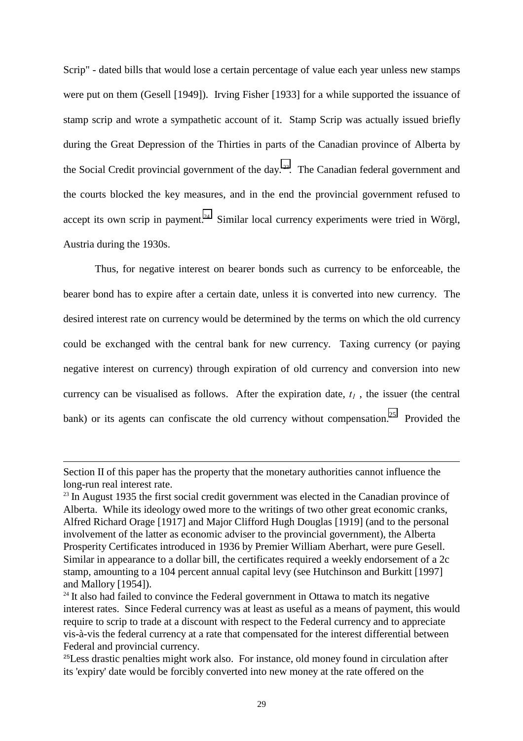Scrip" - dated bills that would lose a certain percentage of value each year unless new stamps were put on them (Gesell [1949]). Irving Fisher [1933] for a while supported the issuance of stamp scrip and wrote a sympathetic account of it. Stamp Scrip was actually issued briefly during the Great Depression of the Thirties in parts of the Canadian province of Alberta by the Social Credit provincial government of the day.[23]. The Canadian federal government and the courts blocked the key measures, and in the end the provincial government refused to accept its own scrip in payment.[24] Similar local currency experiments were tried in Wörgl, Austria during the 1930s.

Thus, for negative interest on bearer bonds such as currency to be enforceable, the bearer bond has to expire after a certain date, unless it is converted into new currency. The desired interest rate on currency would be determined by the terms on which the old currency could be exchanged with the central bank for new currency. Taxing currency (or paying negative interest on currency) through expiration of old currency and conversion into new currency can be visualised as follows. After the expiration date, $t_1$ , the issuer (the central bank) or its agents can confiscate the old currency without compensation.[25] Provided the

---

Section II of this paper has the property that the monetary authorities cannot influence the long-run real interest rate.

[23] In August 1935 the first social credit government was elected in the Canadian province of Alberta. While its ideology owed more to the writings of two other great economic cranks, Alfred Richard Orage [1917] and Major Clifford Hugh Douglas [1919] (and to the personal involvement of the latter as economic adviser to the provincial government), the Alberta Prosperity Certificates introduced in 1936 by Premier William Aberhart, were pure Gesell. Similar in appearance to a dollar bill, the certificates required a weekly endorsement of a 2c stamp, amounting to a 104 percent annual capital levy (see Hutchinson and Burkitt [1997] and Mallory [1954]).

[24] It also had failed to convince the Federal government in Ottawa to match its negative interest rates. Since Federal currency was at least as useful as a means of payment, this would require to scrip to trade at a discount with respect to the Federal currency and to appreciate vis-à-vis the federal currency at a rate that compensated for the interest differential between Federal and provincial currency.

[25] Less drastic penalties might work also. For instance, old money found in circulation after its 'expiry' date would be forcibly converted into new money at the rate offered on the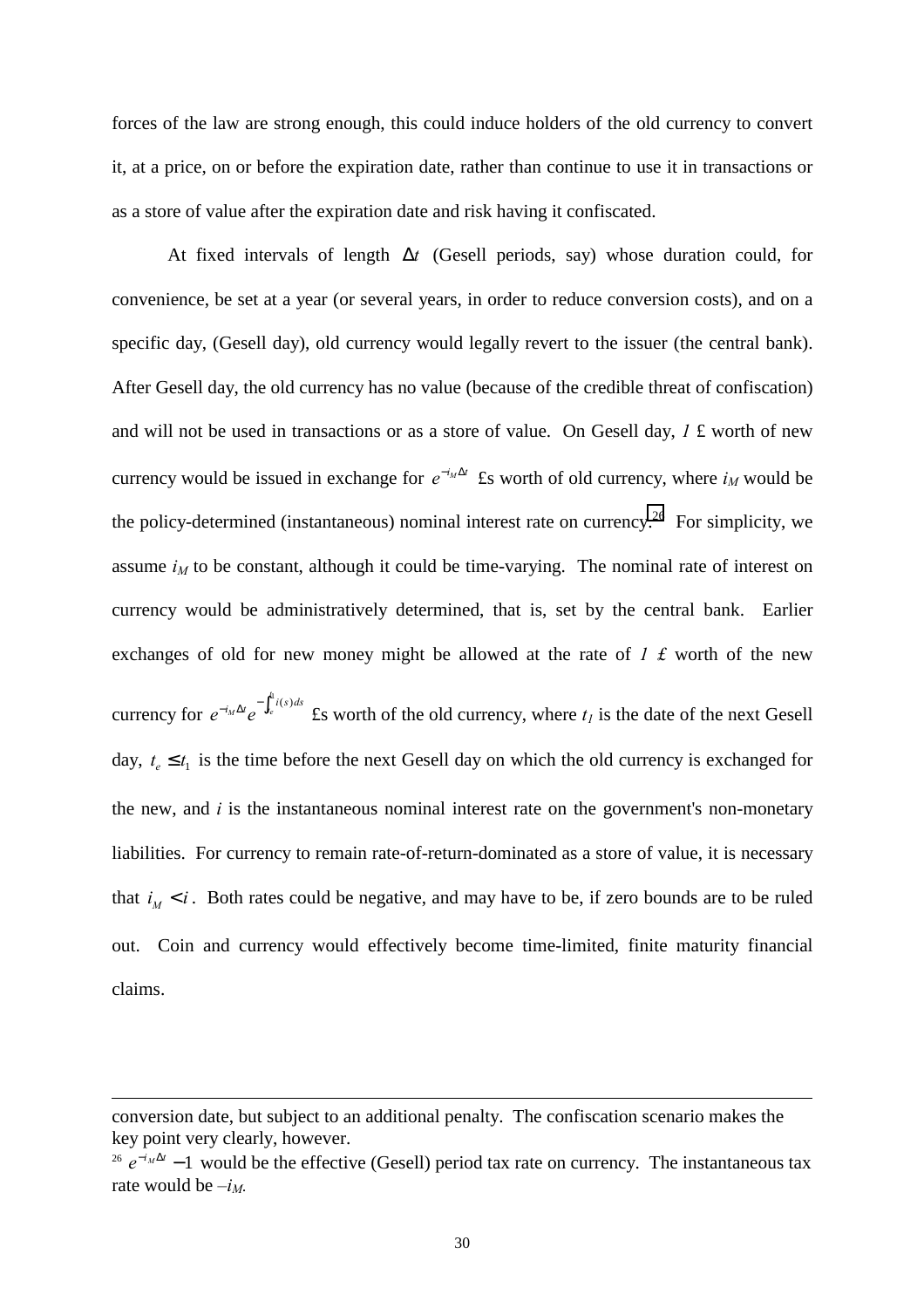forces of the law are strong enough, this could induce holders of the old currency to convert it, at a price, on or before the expiration date, rather than continue to use it in transactions or as a store of value after the expiration date and risk having it confiscated.

At fixed intervals of length $\Delta t$ (Gesell periods, say) whose duration could, for convenience, be set at a year (or several years, in order to reduce conversion costs), and on a specific day, (Gesell day), old currency would legally revert to the issuer (the central bank). After Gesell day, the old currency has no value (because of the credible threat of confiscation) and will not be used in transactions or as a store of value. On Gesell day, *1* £ worth of new currency would be issued in exchange for $e^{-i_M \Delta t}$ £s worth of old currency, where $i_M$ would be the policy-determined (instantaneous) nominal interest rate on currency.[26] For simplicity, we assume $i_M$ to be constant, although it could be time-varying. The nominal rate of interest on currency would be administratively determined, that is, set by the central bank. Earlier exchanges of old for new money might be allowed at the rate of *1 £* worth of the new currency for $e^{-i_M \Delta t} e^{-\int_{t_e}^{t_1} i(s)ds}$ £s worth of the old currency, where $t_1$ is the date of the next Gesell day, $t_e \leq t_1$ is the time before the next Gesell day on which the old currency is exchanged for the new, and $i$ is the instantaneous nominal interest rate on the government's non-monetary liabilities. For currency to remain rate-of-return-dominated as a store of value, it is necessary that $i_M < i$. Both rates could be negative, and may have to be, if zero bounds are to be ruled out. Coin and currency would effectively become time-limited, finite maturity financial claims.

---

conversion date, but subject to an additional penalty. The confiscation scenario makes the key point very clearly, however.

[26] $e^{-i_M \Delta t} - 1$ would be the effective (Gesell) period tax rate on currency. The instantaneous tax rate would be $-i_M$.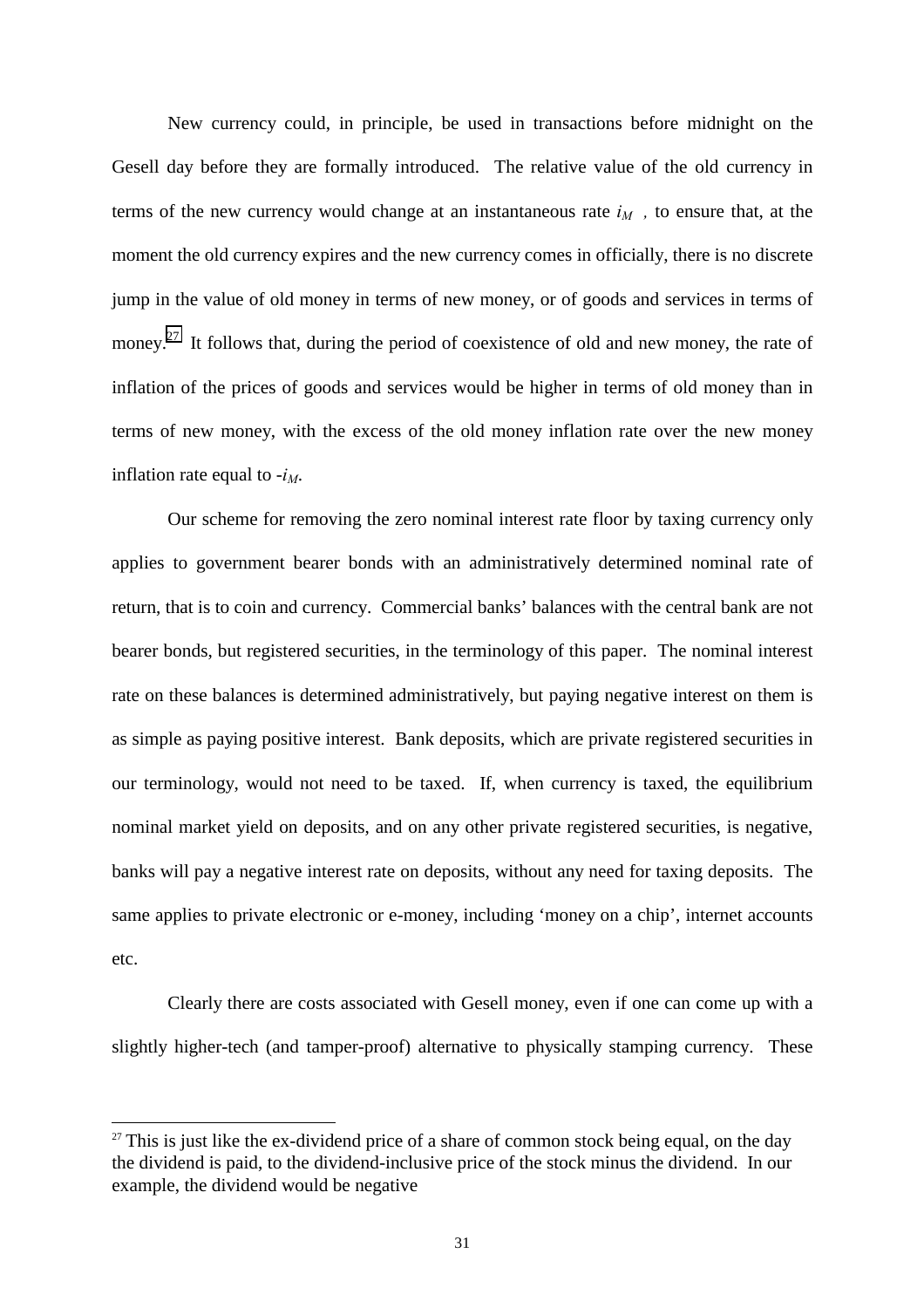New currency could, in principle, be used in transactions before midnight on the Gesell day before they are formally introduced. The relative value of the old currency in terms of the new currency would change at an instantaneous rate $i_M$ , to ensure that, at the moment the old currency expires and the new currency comes in officially, there is no discrete jump in the value of old money in terms of new money, or of goods and services in terms of money.[27] It follows that, during the period of coexistence of old and new money, the rate of inflation of the prices of goods and services would be higher in terms of old money than in terms of new money, with the excess of the old money inflation rate over the new money inflation rate equal to $-i_M$.

Our scheme for removing the zero nominal interest rate floor by taxing currency only applies to government bearer bonds with an administratively determined nominal rate of return, that is to coin and currency. Commercial banks' balances with the central bank are not bearer bonds, but registered securities, in the terminology of this paper. The nominal interest rate on these balances is determined administratively, but paying negative interest on them is as simple as paying positive interest. Bank deposits, which are private registered securities in our terminology, would not need to be taxed. If, when currency is taxed, the equilibrium nominal market yield on deposits, and on any other private registered securities, is negative, banks will pay a negative interest rate on deposits, without any need for taxing deposits. The same applies to private electronic or e-money, including 'money on a chip', internet accounts etc.

Clearly there are costs associated with Gesell money, even if one can come up with a slightly higher-tech (and tamper-proof) alternative to physically stamping currency. These

---

[27] This is just like the ex-dividend price of a share of common stock being equal, on the day the dividend is paid, to the dividend-inclusive price of the stock minus the dividend. In our example, the dividend would be negative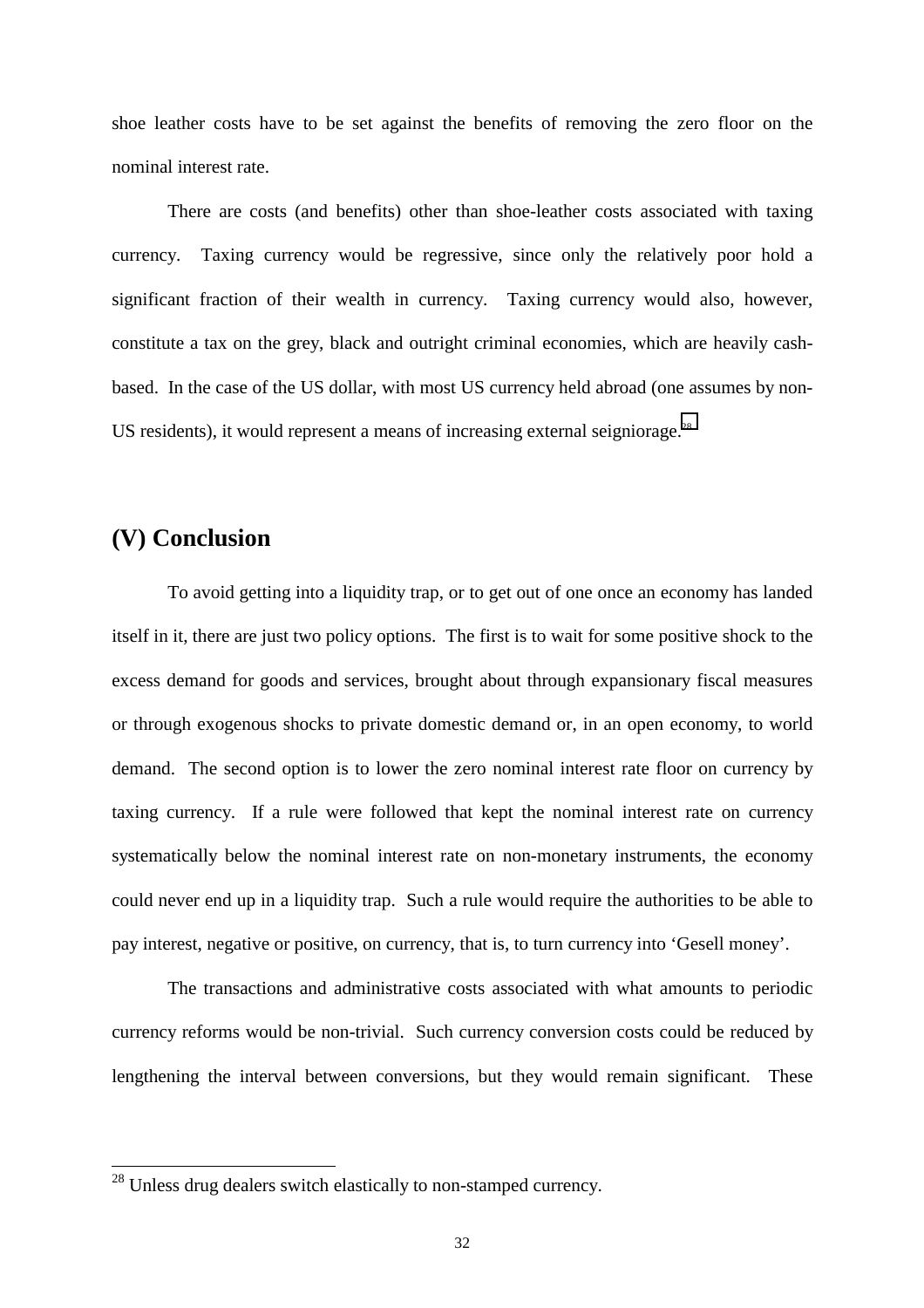shoe leather costs have to be set against the benefits of removing the zero floor on the nominal interest rate.

There are costs (and benefits) other than shoe-leather costs associated with taxing currency. Taxing currency would be regressive, since only the relatively poor hold a significant fraction of their wealth in currency. Taxing currency would also, however, constitute a tax on the grey, black and outright criminal economies, which are heavily cash-based. In the case of the US dollar, with most US currency held abroad (one assumes by non-US residents), it would represent a means of increasing external seigniorage.[28]

## (V) Conclusion

To avoid getting into a liquidity trap, or to get out of one once an economy has landed itself in it, there are just two policy options. The first is to wait for some positive shock to the excess demand for goods and services, brought about through expansionary fiscal measures or through exogenous shocks to private domestic demand or, in an open economy, to world demand. The second option is to lower the zero nominal interest rate floor on currency by taxing currency. If a rule were followed that kept the nominal interest rate on currency systematically below the nominal interest rate on non-monetary instruments, the economy could never end up in a liquidity trap. Such a rule would require the authorities to be able to pay interest, negative or positive, on currency, that is, to turn currency into 'Gesell money'.

The transactions and administrative costs associated with what amounts to periodic currency reforms would be non-trivial. Such currency conversion costs could be reduced by lengthening the interval between conversions, but they would remain significant. These

---

[28] Unless drug dealers switch elastically to non-stamped currency.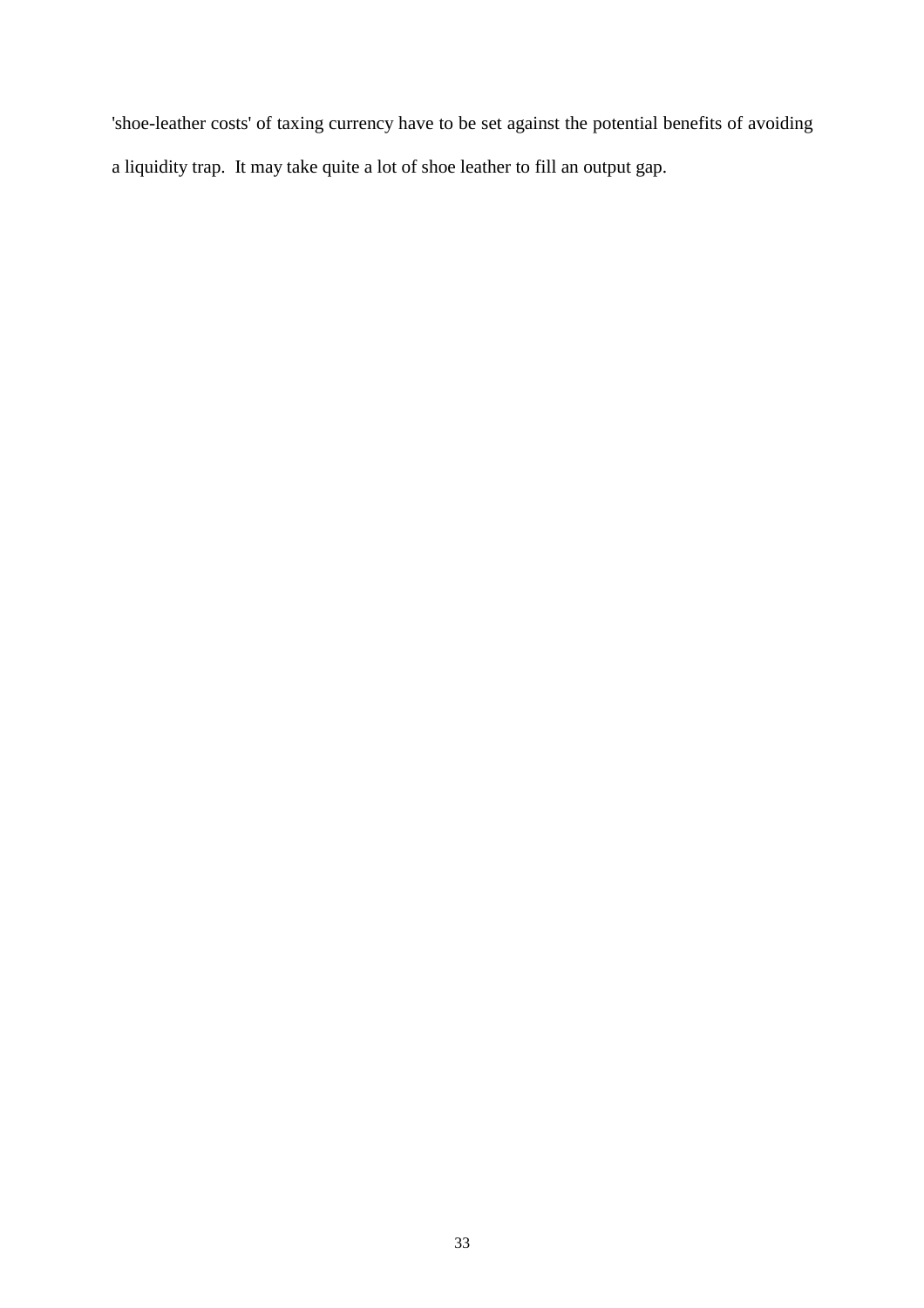'shoe-leather costs' of taxing currency have to be set against the potential benefits of avoiding a liquidity trap. It may take quite a lot of shoe leather to fill an output gap.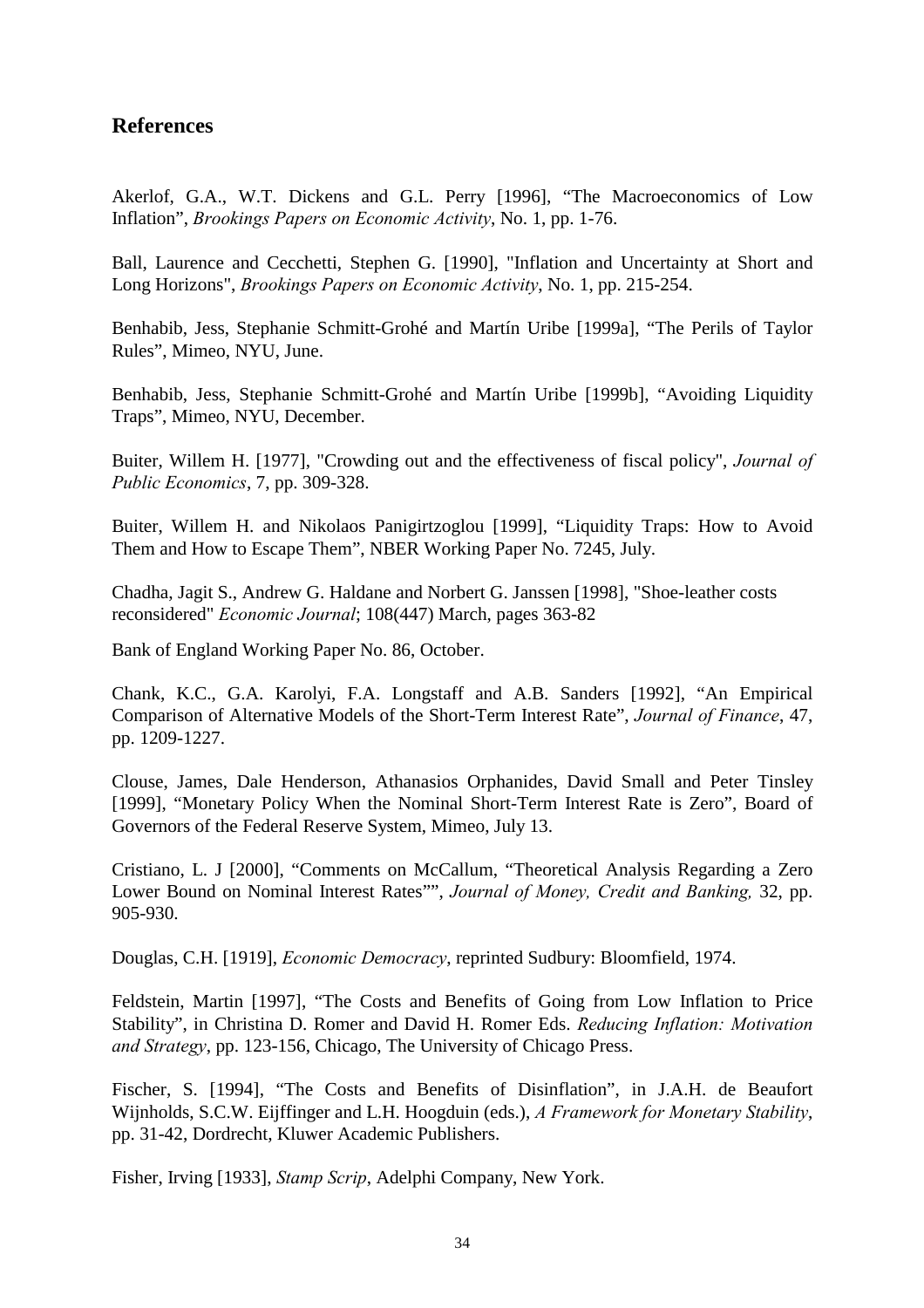## References

Akerlof, G.A., W.T. Dickens and G.L. Perry [1996], "The Macroeconomics of Low Inflation", *Brookings Papers on Economic Activity*, No. 1, pp. 1-76.

Ball, Laurence and Cecchetti, Stephen G. [1990], "Inflation and Uncertainty at Short and Long Horizons", *Brookings Papers on Economic Activity*, No. 1, pp. 215-254.

Benhabib, Jess, Stephanie Schmitt-Grohé and Martín Uribe [1999a], "The Perils of Taylor Rules", Mimeo, NYU, June.

Benhabib, Jess, Stephanie Schmitt-Grohé and Martín Uribe [1999b], "Avoiding Liquidity Traps", Mimeo, NYU, December.

Buiter, Willem H. [1977], "Crowding out and the effectiveness of fiscal policy", *Journal of Public Economics*, 7, pp. 309-328.

Buiter, Willem H. and Nikolaos Panigirtzoglou [1999], "Liquidity Traps: How to Avoid Them and How to Escape Them", NBER Working Paper No. 7245, July.

Chadha, Jagit S., Andrew G. Haldane and Norbert G. Janssen [1998], "Shoe-leather costs reconsidered" *Economic Journal*; 108(447) March, pages 363-82

Bank of England Working Paper No. 86, October.

Chank, K.C., G.A. Karolyi, F.A. Longstaff and A.B. Sanders [1992], "An Empirical Comparison of Alternative Models of the Short-Term Interest Rate", *Journal of Finance*, 47, pp. 1209-1227.

Clouse, James, Dale Henderson, Athanasios Orphanides, David Small and Peter Tinsley [1999], "Monetary Policy When the Nominal Short-Term Interest Rate is Zero", Board of Governors of the Federal Reserve System, Mimeo, July 13.

Cristiano, L. J [2000], "Comments on McCallum, "Theoretical Analysis Regarding a Zero Lower Bound on Nominal Interest Rates"", *Journal of Money, Credit and Banking,* 32, pp. 905-930.

Douglas, C.H. [1919], *Economic Democracy*, reprinted Sudbury: Bloomfield, 1974.

Feldstein, Martin [1997], "The Costs and Benefits of Going from Low Inflation to Price Stability", in Christina D. Romer and David H. Romer Eds. *Reducing Inflation: Motivation and Strategy*, pp. 123-156, Chicago, The University of Chicago Press.

Fischer, S. [1994], "The Costs and Benefits of Disinflation", in J.A.H. de Beaufort Wijnholds, S.C.W. Eijffinger and L.H. Hoogduin (eds.), *A Framework for Monetary Stability*, pp. 31-42, Dordrecht, Kluwer Academic Publishers.

Fisher, Irving [1933], *Stamp Scrip*, Adelphi Company, New York.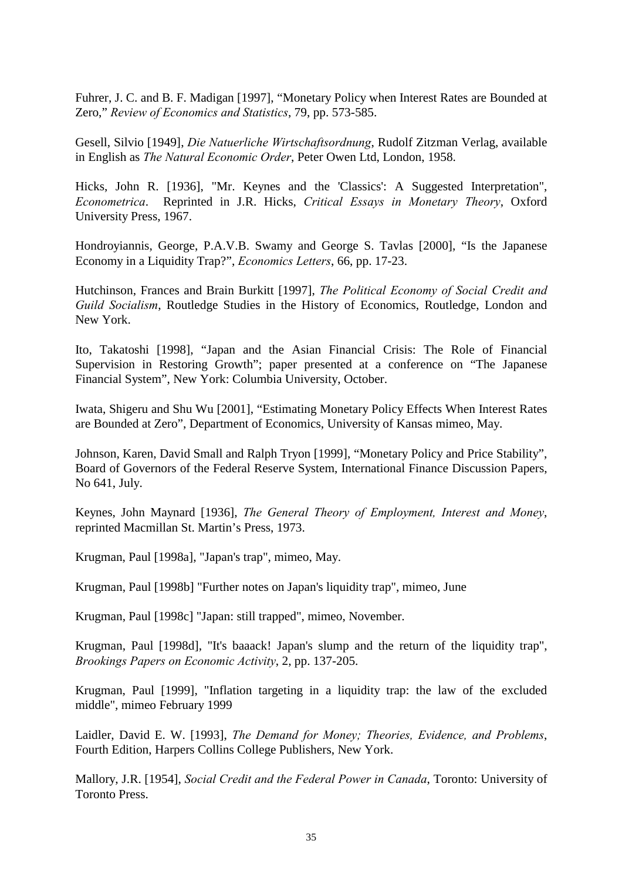Fuhrer, J. C. and B. F. Madigan [1997], “Monetary Policy when Interest Rates are Bounded at Zero,” *Review of Economics and Statistics*, 79, pp. 573-585.

Gesell, Silvio [1949], *Die Natuerliche Wirtschaftsordnung*, Rudolf Zitzman Verlag, available in English as *The Natural Economic Order*, Peter Owen Ltd, London, 1958.

Hicks, John R. [1936], "Mr. Keynes and the 'Classics': A Suggested Interpretation", *Econometrica*. Reprinted in J.R. Hicks, *Critical Essays in Monetary Theory*, Oxford University Press, 1967.

Hondroyiannis, George, P.A.V.B. Swamy and George S. Tavlas [2000], “Is the Japanese Economy in a Liquidity Trap?”, *Economics Letters*, 66, pp. 17-23.

Hutchinson, Frances and Brain Burkitt [1997], *The Political Economy of Social Credit and Guild Socialism*, Routledge Studies in the History of Economics, Routledge, London and New York.

Ito, Takatoshi [1998], “Japan and the Asian Financial Crisis: The Role of Financial Supervision in Restoring Growth”; paper presented at a conference on “The Japanese Financial System”, New York: Columbia University, October.

Iwata, Shigeru and Shu Wu [2001], “Estimating Monetary Policy Effects When Interest Rates are Bounded at Zero”, Department of Economics, University of Kansas mimeo, May.

Johnson, Karen, David Small and Ralph Tryon [1999], “Monetary Policy and Price Stability”, Board of Governors of the Federal Reserve System, International Finance Discussion Papers, No 641, July.

Keynes, John Maynard [1936], *The General Theory of Employment, Interest and Money*, reprinted Macmillan St. Martin’s Press, 1973.

Krugman, Paul [1998a], "Japan's trap", mimeo, May.

Krugman, Paul [1998b] "Further notes on Japan's liquidity trap", mimeo, June

Krugman, Paul [1998c] "Japan: still trapped", mimeo, November.

Krugman, Paul [1998d], "It's baaack! Japan's slump and the return of the liquidity trap", *Brookings Papers on Economic Activity*, 2, pp. 137-205.

Krugman, Paul [1999], "Inflation targeting in a liquidity trap: the law of the excluded middle", mimeo February 1999

Laidler, David E. W. [1993], *The Demand for Money; Theories, Evidence, and Problems*, Fourth Edition, Harpers Collins College Publishers, New York.

Mallory, J.R. [1954], *Social Credit and the Federal Power in Canada*, Toronto: University of Toronto Press.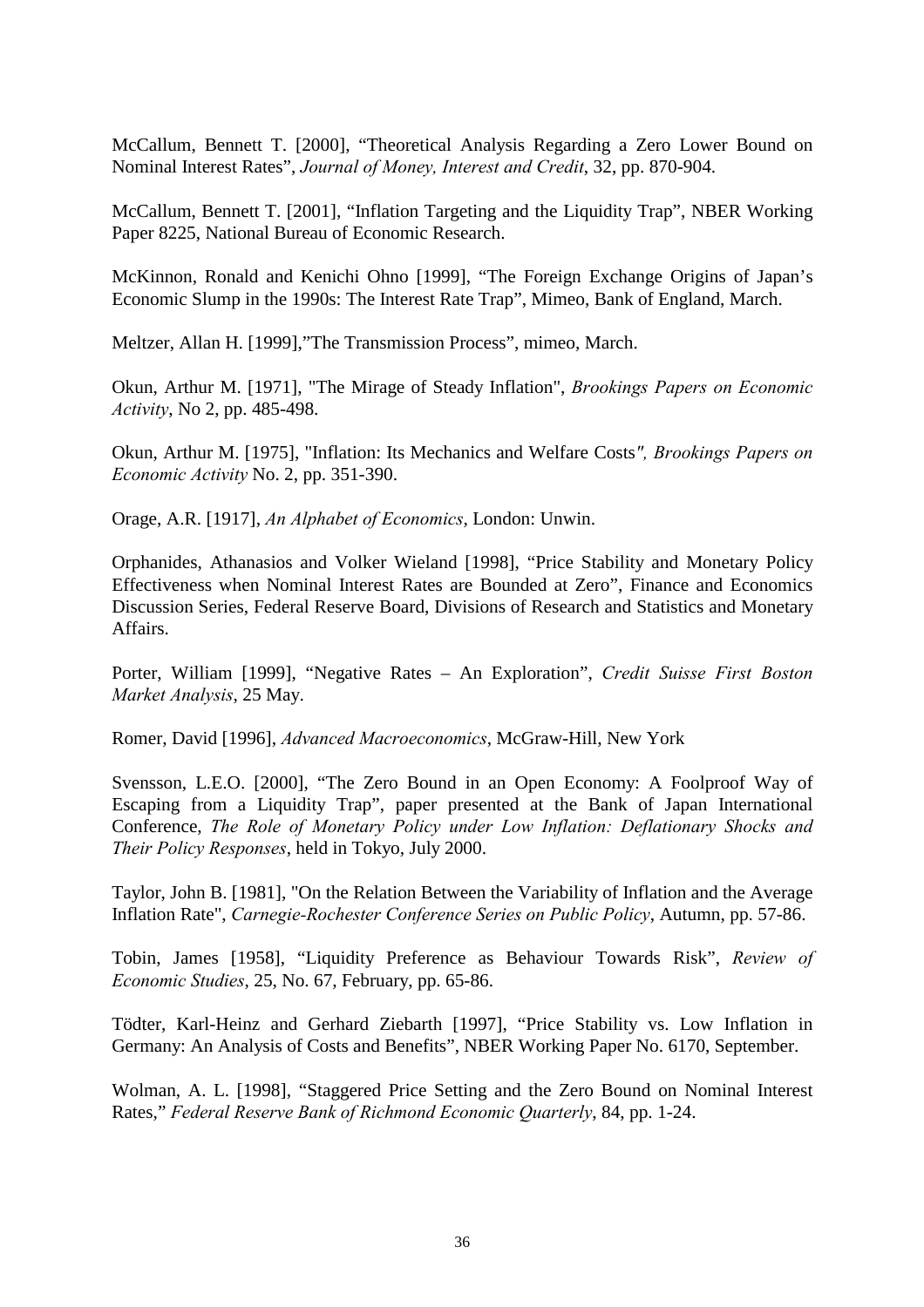McCallum, Bennett T. [2000], "Theoretical Analysis Regarding a Zero Lower Bound on Nominal Interest Rates", *Journal of Money, Interest and Credit*, 32, pp. 870-904.

McCallum, Bennett T. [2001], "Inflation Targeting and the Liquidity Trap", NBER Working Paper 8225, National Bureau of Economic Research.

McKinnon, Ronald and Kenichi Ohno [1999], "The Foreign Exchange Origins of Japan's Economic Slump in the 1990s: The Interest Rate Trap", Mimeo, Bank of England, March.

Meltzer, Allan H. [1999],"The Transmission Process", mimeo, March.

Okun, Arthur M. [1971], "The Mirage of Steady Inflation", *Brookings Papers on Economic Activity*, No 2, pp. 485-498.

Okun, Arthur M. [1975], "Inflation: Its Mechanics and Welfare Costs*", Brookings Papers on Economic Activity* No. 2, pp. 351-390.

Orage, A.R. [1917], *An Alphabet of Economics*, London: Unwin.

Orphanides, Athanasios and Volker Wieland [1998], "Price Stability and Monetary Policy Effectiveness when Nominal Interest Rates are Bounded at Zero", Finance and Economics Discussion Series, Federal Reserve Board, Divisions of Research and Statistics and Monetary Affairs.

Porter, William [1999], "Negative Rates – An Exploration", *Credit Suisse First Boston Market Analysis*, 25 May.

Romer, David [1996], *Advanced Macroeconomics*, McGraw-Hill, New York

Svensson, L.E.O. [2000], "The Zero Bound in an Open Economy: A Foolproof Way of Escaping from a Liquidity Trap", paper presented at the Bank of Japan International Conference, *The Role of Monetary Policy under Low Inflation: Deflationary Shocks and Their Policy Responses*, held in Tokyo, July 2000.

Taylor, John B. [1981], "On the Relation Between the Variability of Inflation and the Average Inflation Rate", *Carnegie-Rochester Conference Series on Public Policy*, Autumn, pp. 57-86.

Tobin, James [1958], "Liquidity Preference as Behaviour Towards Risk", *Review of Economic Studies*, 25, No. 67, February, pp. 65-86.

Tödter, Karl-Heinz and Gerhard Ziebarth [1997], "Price Stability vs. Low Inflation in Germany: An Analysis of Costs and Benefits", NBER Working Paper No. 6170, September.

Wolman, A. L. [1998], "Staggered Price Setting and the Zero Bound on Nominal Interest Rates," *Federal Reserve Bank of Richmond Economic Quarterly*, 84, pp. 1-24.